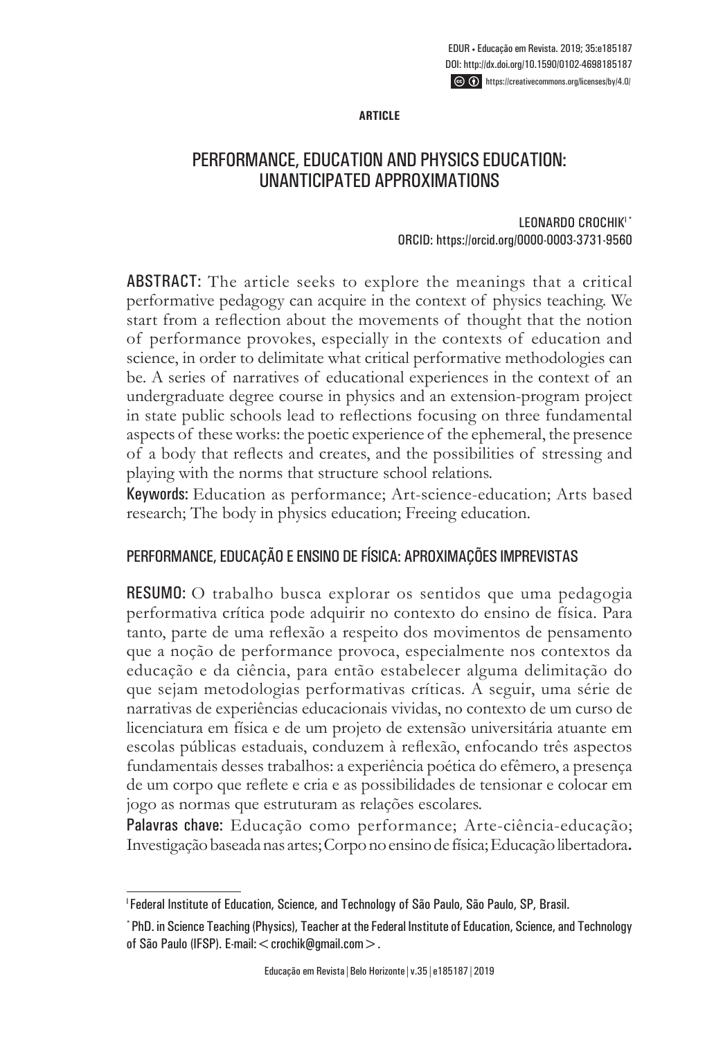**ARTICLE**

# PERFORMANCE, EDUCATION AND PHYSICS EDUCATION: UNANTICIPATED APPROXIMATIONS

LEONARDO CROCHIK[I *]
ORCID: https://orcid.org/0000-0003-3731-9560

**ABSTRACT:** The article seeks to explore the meanings that a critical performative pedagogy can acquire in the context of physics teaching. We start from a reflection about the movements of thought that the notion of performance provokes, especially in the contexts of education and science, in order to delimitate what critical performative methodologies can be. A series of narratives of educational experiences in the context of an undergraduate degree course in physics and an extension-program project in state public schools lead to reflections focusing on three fundamental aspects of these works: the poetic experience of the ephemeral, the presence of a body that reflects and creates, and the possibilities of stressing and playing with the norms that structure school relations.

**Keywords:** Education as performance; Art-science-education; Arts based research; The body in physics education; Freeing education.

## PERFORMANCE, EDUCAÇÃO E ENSINO DE FÍSICA: APROXIMAÇÕES IMPREVISTAS

**RESUMO:** O trabalho busca explorar os sentidos que uma pedagogia performativa crítica pode adquirir no contexto do ensino de física. Para tanto, parte de uma reflexão a respeito dos movimentos de pensamento que a noção de performance provoca, especialmente nos contextos da educação e da ciência, para então estabelecer alguma delimitação do que sejam metodologias performativas críticas. A seguir, uma série de narrativas de experiências educacionais vividas, no contexto de um curso de licenciatura em física e de um projeto de extensão universitária atuante em escolas públicas estaduais, conduzem à reflexão, enfocando três aspectos fundamentais desses trabalhos: a experiência poética do efêmero, a presença de um corpo que reflete e cria e as possibilidades de tensionar e colocar em jogo as normas que estruturam as relações escolares.

**Palavras chave:** Educação como performance; Arte-ciência-educação; Investigação baseada nas artes; Corpo no ensino de física; Educação libertadora.

---

[I] Federal Institute of Education, Science, and Technology of São Paulo, São Paulo, SP, Brasil.

[*] PhD. in Science Teaching (Physics), Teacher at the Federal Institute of Education, Science, and Technology of São Paulo (IFSP). E-mail: < crochik@gmail.com >.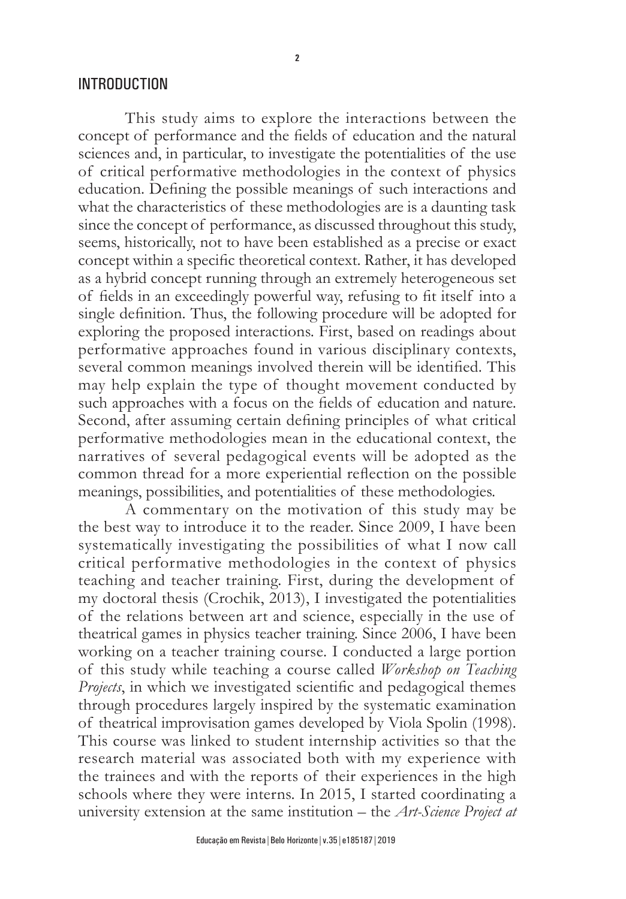## INTRODUCTION

This study aims to explore the interactions between the concept of performance and the fields of education and the natural sciences and, in particular, to investigate the potentialities of the use of critical performative methodologies in the context of physics education. Defining the possible meanings of such interactions and what the characteristics of these methodologies are is a daunting task since the concept of performance, as discussed throughout this study, seems, historically, not to have been established as a precise or exact concept within a specific theoretical context. Rather, it has developed as a hybrid concept running through an extremely heterogeneous set of fields in an exceedingly powerful way, refusing to fit itself into a single definition. Thus, the following procedure will be adopted for exploring the proposed interactions. First, based on readings about performative approaches found in various disciplinary contexts, several common meanings involved therein will be identified. This may help explain the type of thought movement conducted by such approaches with a focus on the fields of education and nature. Second, after assuming certain defining principles of what critical performative methodologies mean in the educational context, the narratives of several pedagogical events will be adopted as the common thread for a more experiential reflection on the possible meanings, possibilities, and potentialities of these methodologies.

A commentary on the motivation of this study may be the best way to introduce it to the reader. Since 2009, I have been systematically investigating the possibilities of what I now call critical performative methodologies in the context of physics teaching and teacher training. First, during the development of my doctoral thesis (Crochik, 2013), I investigated the potentialities of the relations between art and science, especially in the use of theatrical games in physics teacher training. Since 2006, I have been working on a teacher training course. I conducted a large portion of this study while teaching a course called *Workshop on Teaching Projects*, in which we investigated scientific and pedagogical themes through procedures largely inspired by the systematic examination of theatrical improvisation games developed by Viola Spolin (1998). This course was linked to student internship activities so that the research material was associated both with my experience with the trainees and with the reports of their experiences in the high schools where they were interns. In 2015, I started coordinating a university extension at the same institution – the *Art-Science Project at*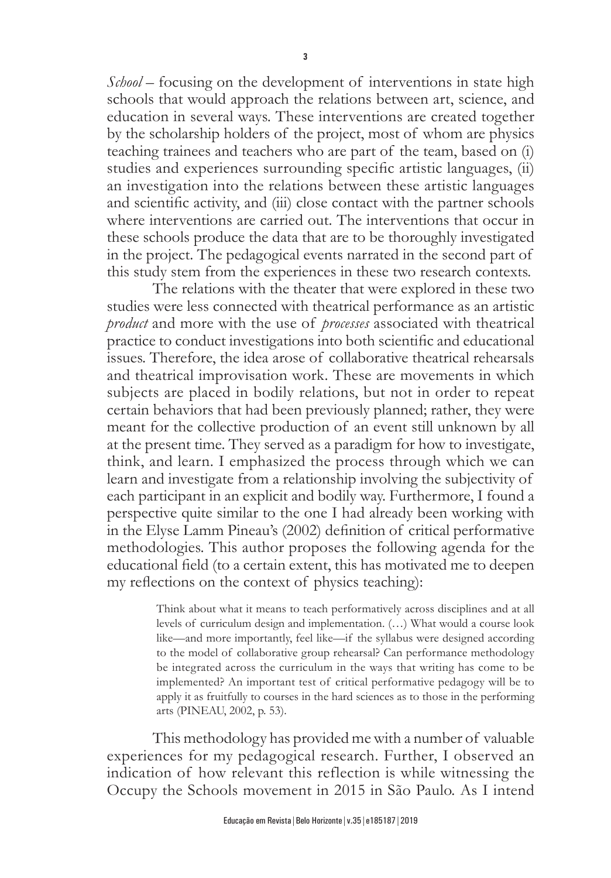*School* – focusing on the development of interventions in state high schools that would approach the relations between art, science, and education in several ways. These interventions are created together by the scholarship holders of the project, most of whom are physics teaching trainees and teachers who are part of the team, based on (i) studies and experiences surrounding specific artistic languages, (ii) an investigation into the relations between these artistic languages and scientific activity, and (iii) close contact with the partner schools where interventions are carried out. The interventions that occur in these schools produce the data that are to be thoroughly investigated in the project. The pedagogical events narrated in the second part of this study stem from the experiences in these two research contexts.

The relations with the theater that were explored in these two studies were less connected with theatrical performance as an artistic *product* and more with the use of *processes* associated with theatrical practice to conduct investigations into both scientific and educational issues. Therefore, the idea arose of collaborative theatrical rehearsals and theatrical improvisation work. These are movements in which subjects are placed in bodily relations, but not in order to repeat certain behaviors that had been previously planned; rather, they were meant for the collective production of an event still unknown by all at the present time. They served as a paradigm for how to investigate, think, and learn. I emphasized the process through which we can learn and investigate from a relationship involving the subjectivity of each participant in an explicit and bodily way. Furthermore, I found a perspective quite similar to the one I had already been working with in the Elyse Lamm Pineau's (2002) definition of critical performative methodologies. This author proposes the following agenda for the educational field (to a certain extent, this has motivated me to deepen my reflections on the context of physics teaching):

> Think about what it means to teach performatively across disciplines and at all levels of curriculum design and implementation. (…) What would a course look like—and more importantly, feel like—if the syllabus were designed according to the model of collaborative group rehearsal? Can performance methodology be integrated across the curriculum in the ways that writing has come to be implemented? An important test of critical performative pedagogy will be to apply it as fruitfully to courses in the hard sciences as to those in the performing arts (PINEAU, 2002, p. 53).

This methodology has provided me with a number of valuable experiences for my pedagogical research. Further, I observed an indication of how relevant this reflection is while witnessing the Occupy the Schools movement in 2015 in São Paulo. As I intend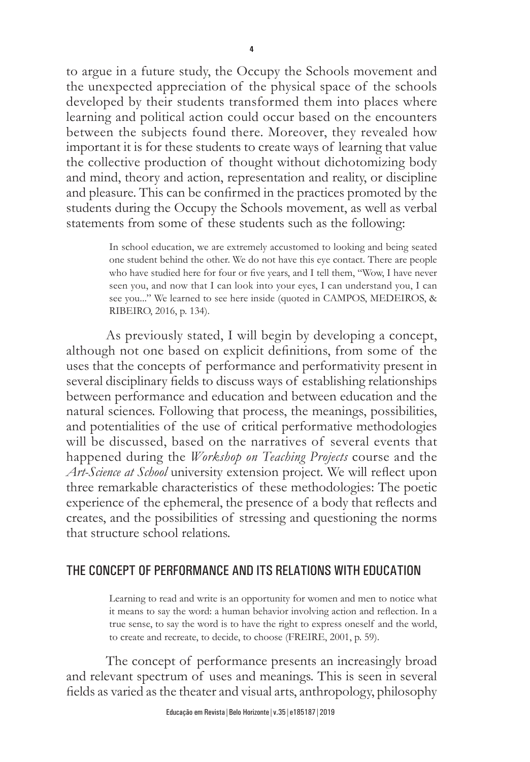to argue in a future study, the Occupy the Schools movement and the unexpected appreciation of the physical space of the schools developed by their students transformed them into places where learning and political action could occur based on the encounters between the subjects found there. Moreover, they revealed how important it is for these students to create ways of learning that value the collective production of thought without dichotomizing body and mind, theory and action, representation and reality, or discipline and pleasure. This can be confirmed in the practices promoted by the students during the Occupy the Schools movement, as well as verbal statements from some of these students such as the following:

> In school education, we are extremely accustomed to looking and being seated one student behind the other. We do not have this eye contact. There are people who have studied here for four or five years, and I tell them, "Wow, I have never seen you, and now that I can look into your eyes, I can understand you, I can see you..." We learned to see here inside (quoted in CAMPOS, MEDEIROS, & RIBEIRO, 2016, p. 134).

As previously stated, I will begin by developing a concept, although not one based on explicit definitions, from some of the uses that the concepts of performance and performativity present in several disciplinary fields to discuss ways of establishing relationships between performance and education and between education and the natural sciences. Following that process, the meanings, possibilities, and potentialities of the use of critical performative methodologies will be discussed, based on the narratives of several events that happened during the *Workshop on Teaching Projects* course and the *Art-Science at School* university extension project. We will reflect upon three remarkable characteristics of these methodologies: The poetic experience of the ephemeral, the presence of a body that reflects and creates, and the possibilities of stressing and questioning the norms that structure school relations.

## THE CONCEPT OF PERFORMANCE AND ITS RELATIONS WITH EDUCATION

> Learning to read and write is an opportunity for women and men to notice what it means to say the word: a human behavior involving action and reflection. In a true sense, to say the word is to have the right to express oneself and the world, to create and recreate, to decide, to choose (FREIRE, 2001, p. 59).

The concept of performance presents an increasingly broad and relevant spectrum of uses and meanings. This is seen in several fields as varied as the theater and visual arts, anthropology, philosophy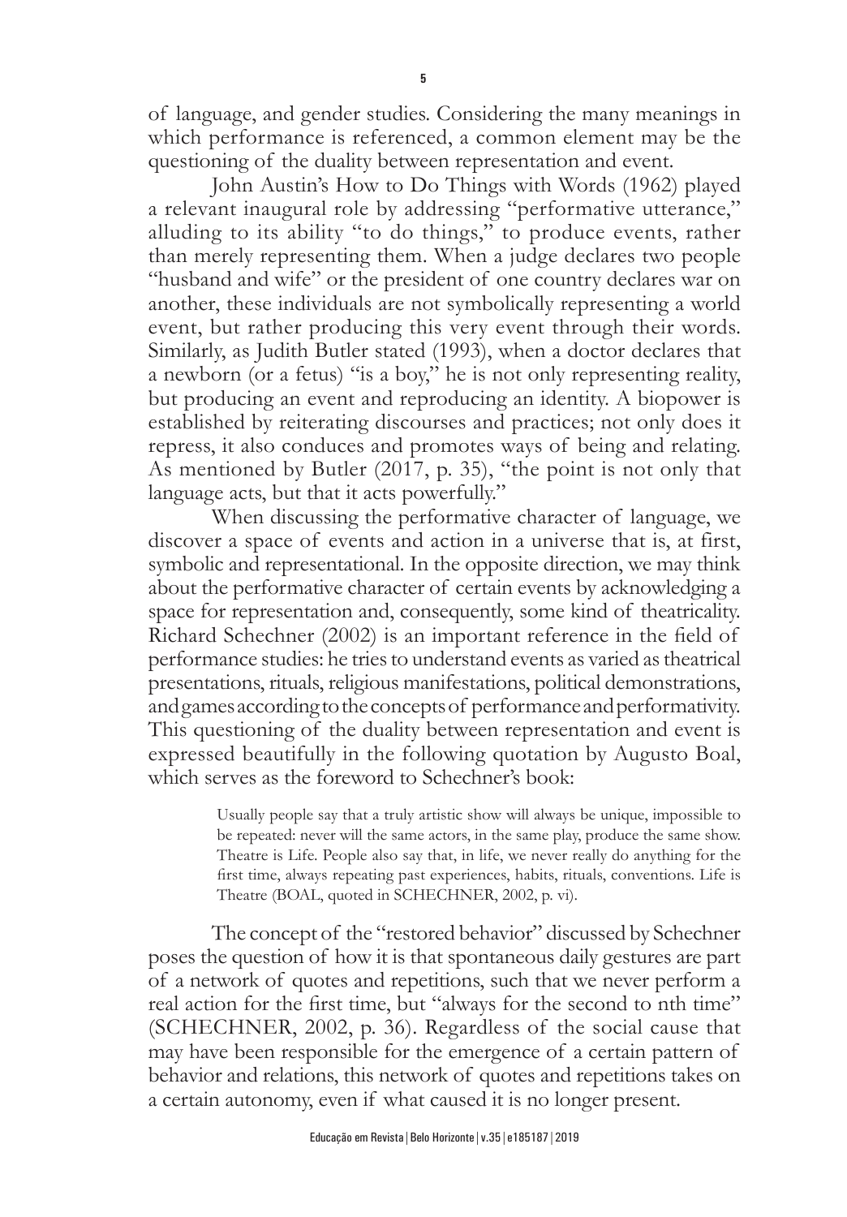of language, and gender studies. Considering the many meanings in which performance is referenced, a common element may be the questioning of the duality between representation and event.

John Austin's How to Do Things with Words (1962) played a relevant inaugural role by addressing "performative utterance," alluding to its ability "to do things," to produce events, rather than merely representing them. When a judge declares two people "husband and wife" or the president of one country declares war on another, these individuals are not symbolically representing a world event, but rather producing this very event through their words. Similarly, as Judith Butler stated (1993), when a doctor declares that a newborn (or a fetus) "is a boy," he is not only representing reality, but producing an event and reproducing an identity. A biopower is established by reiterating discourses and practices; not only does it repress, it also conduces and promotes ways of being and relating. As mentioned by Butler (2017, p. 35), "the point is not only that language acts, but that it acts powerfully."

When discussing the performative character of language, we discover a space of events and action in a universe that is, at first, symbolic and representational. In the opposite direction, we may think about the performative character of certain events by acknowledging a space for representation and, consequently, some kind of theatricality. Richard Schechner (2002) is an important reference in the field of performance studies: he tries to understand events as varied as theatrical presentations, rituals, religious manifestations, political demonstrations, and games according to the concepts of performance and performativity. This questioning of the duality between representation and event is expressed beautifully in the following quotation by Augusto Boal, which serves as the foreword to Schechner's book:

> Usually people say that a truly artistic show will always be unique, impossible to be repeated: never will the same actors, in the same play, produce the same show. Theatre is Life. People also say that, in life, we never really do anything for the first time, always repeating past experiences, habits, rituals, conventions. Life is Theatre (BOAL, quoted in SCHECHNER, 2002, p. vi).

The concept of the "restored behavior" discussed by Schechner poses the question of how it is that spontaneous daily gestures are part of a network of quotes and repetitions, such that we never perform a real action for the first time, but "always for the second to nth time" (SCHECHNER, 2002, p. 36). Regardless of the social cause that may have been responsible for the emergence of a certain pattern of behavior and relations, this network of quotes and repetitions takes on a certain autonomy, even if what caused it is no longer present.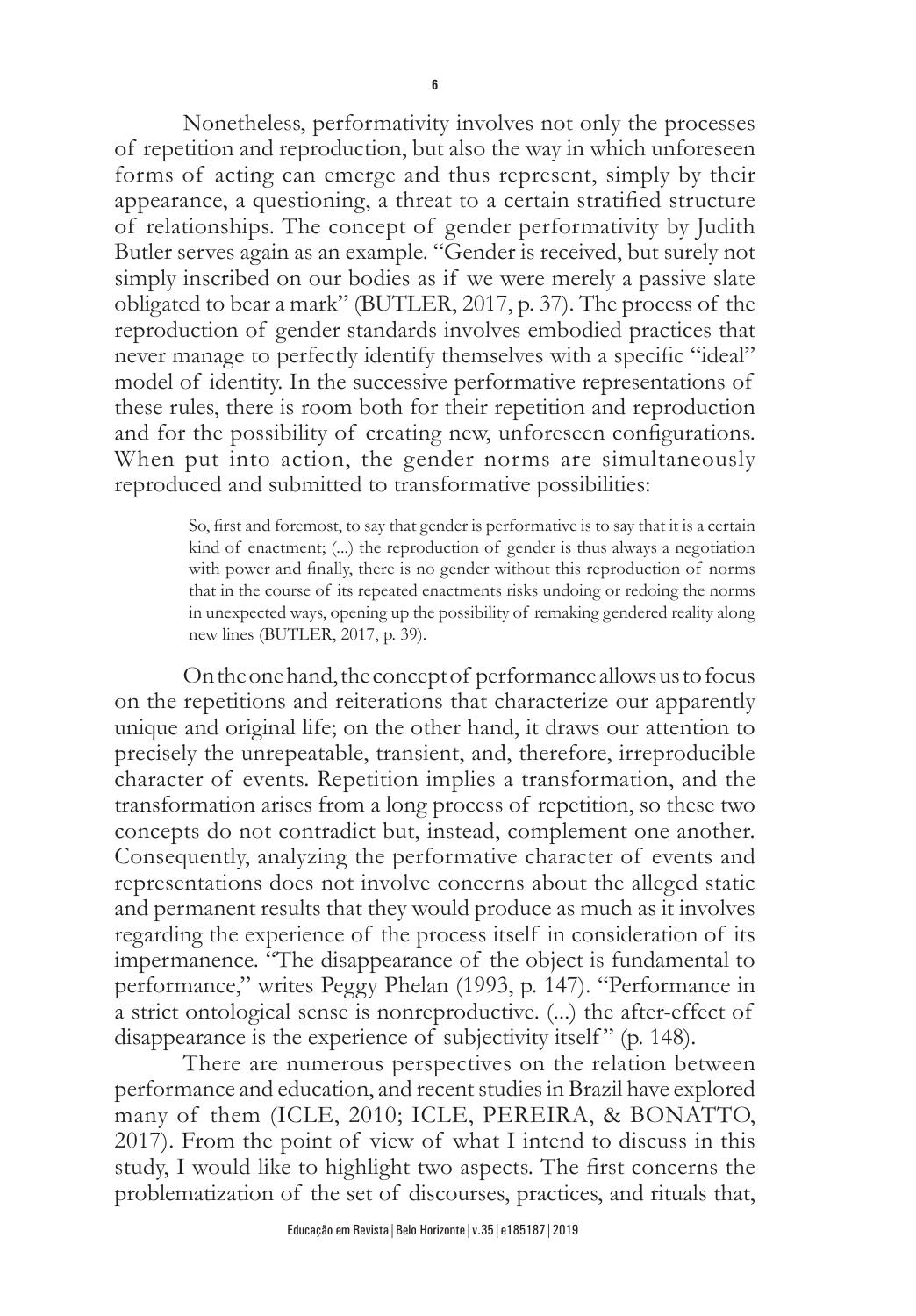Nonetheless, performativity involves not only the processes of repetition and reproduction, but also the way in which unforeseen forms of acting can emerge and thus represent, simply by their appearance, a questioning, a threat to a certain stratified structure of relationships. The concept of gender performativity by Judith Butler serves again as an example. "Gender is received, but surely not simply inscribed on our bodies as if we were merely a passive slate obligated to bear a mark" (BUTLER, 2017, p. 37). The process of the reproduction of gender standards involves embodied practices that never manage to perfectly identify themselves with a specific "ideal" model of identity. In the successive performative representations of these rules, there is room both for their repetition and reproduction and for the possibility of creating new, unforeseen configurations. When put into action, the gender norms are simultaneously reproduced and submitted to transformative possibilities:

> So, first and foremost, to say that gender is performative is to say that it is a certain kind of enactment; (...) the reproduction of gender is thus always a negotiation with power and finally, there is no gender without this reproduction of norms that in the course of its repeated enactments risks undoing or redoing the norms in unexpected ways, opening up the possibility of remaking gendered reality along new lines (BUTLER, 2017, p. 39).

On the one hand, the concept of performance allows us to focus on the repetitions and reiterations that characterize our apparently unique and original life; on the other hand, it draws our attention to precisely the unrepeatable, transient, and, therefore, irreproducible character of events. Repetition implies a transformation, and the transformation arises from a long process of repetition, so these two concepts do not contradict but, instead, complement one another. Consequently, analyzing the performative character of events and representations does not involve concerns about the alleged static and permanent results that they would produce as much as it involves regarding the experience of the process itself in consideration of its impermanence. "The disappearance of the object is fundamental to performance," writes Peggy Phelan (1993, p. 147). "Performance in a strict ontological sense is nonreproductive. (...) the after-effect of disappearance is the experience of subjectivity itself" (p. 148).

There are numerous perspectives on the relation between performance and education, and recent studies in Brazil have explored many of them (ICLE, 2010; ICLE, PEREIRA, & BONATTO, 2017). From the point of view of what I intend to discuss in this study, I would like to highlight two aspects. The first concerns the problematization of the set of discourses, practices, and rituals that,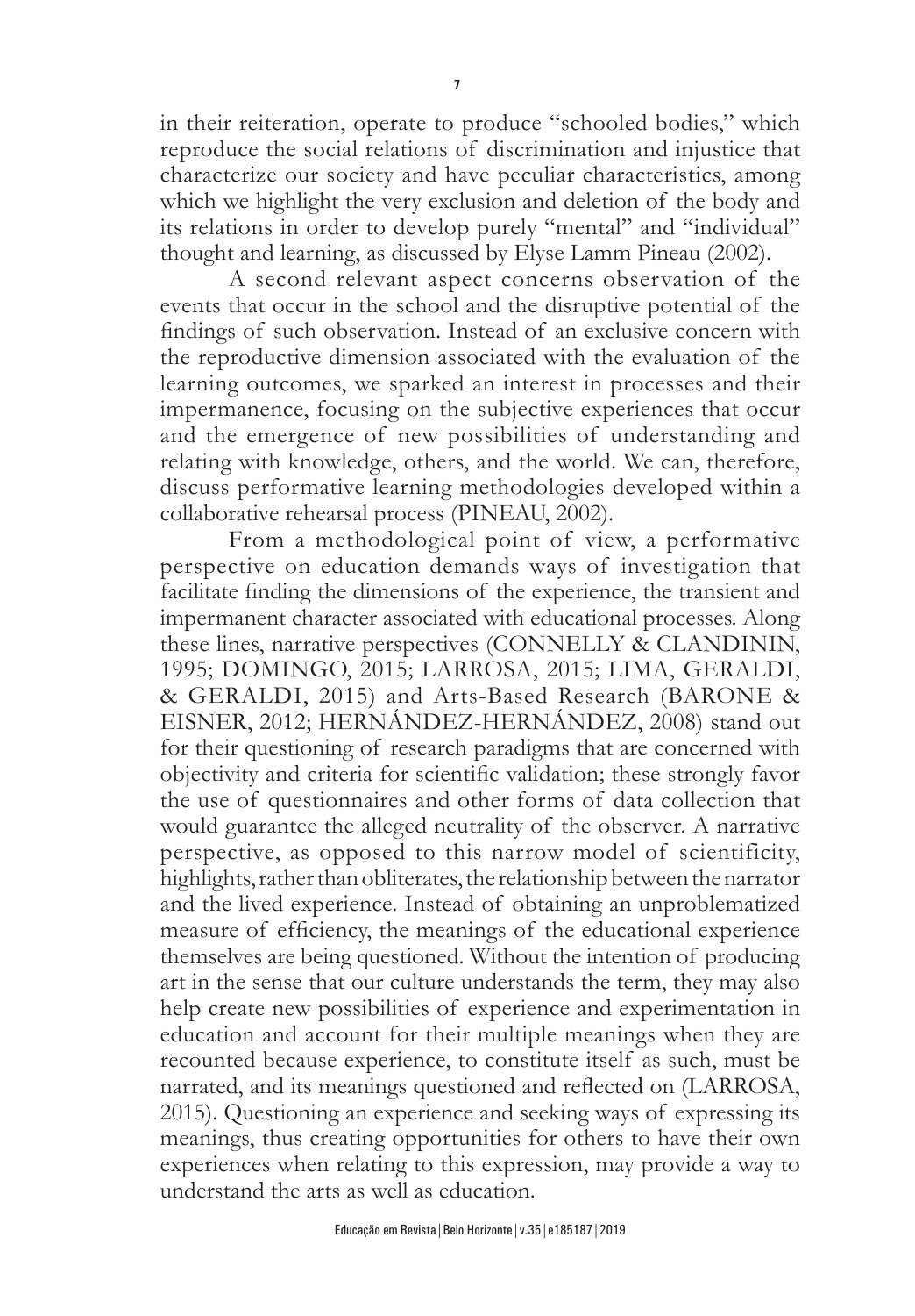in their reiteration, operate to produce "schooled bodies," which reproduce the social relations of discrimination and injustice that characterize our society and have peculiar characteristics, among which we highlight the very exclusion and deletion of the body and its relations in order to develop purely "mental" and "individual" thought and learning, as discussed by Elyse Lamm Pineau (2002).

A second relevant aspect concerns observation of the events that occur in the school and the disruptive potential of the findings of such observation. Instead of an exclusive concern with the reproductive dimension associated with the evaluation of the learning outcomes, we sparked an interest in processes and their impermanence, focusing on the subjective experiences that occur and the emergence of new possibilities of understanding and relating with knowledge, others, and the world. We can, therefore, discuss performative learning methodologies developed within a collaborative rehearsal process (PINEAU, 2002).

From a methodological point of view, a performative perspective on education demands ways of investigation that facilitate finding the dimensions of the experience, the transient and impermanent character associated with educational processes. Along these lines, narrative perspectives (CONNELLY & CLANDININ, 1995; DOMINGO, 2015; LARROSA, 2015; LIMA, GERALDI, & GERALDI, 2015) and Arts-Based Research (BARONE & EISNER, 2012; HERNÁNDEZ-HERNÁNDEZ, 2008) stand out for their questioning of research paradigms that are concerned with objectivity and criteria for scientific validation; these strongly favor the use of questionnaires and other forms of data collection that would guarantee the alleged neutrality of the observer. A narrative perspective, as opposed to this narrow model of scientificity, highlights, rather than obliterates, the relationship between the narrator and the lived experience. Instead of obtaining an unproblematized measure of efficiency, the meanings of the educational experience themselves are being questioned. Without the intention of producing art in the sense that our culture understands the term, they may also help create new possibilities of experience and experimentation in education and account for their multiple meanings when they are recounted because experience, to constitute itself as such, must be narrated, and its meanings questioned and reflected on (LARROSA, 2015). Questioning an experience and seeking ways of expressing its meanings, thus creating opportunities for others to have their own experiences when relating to this expression, may provide a way to understand the arts as well as education.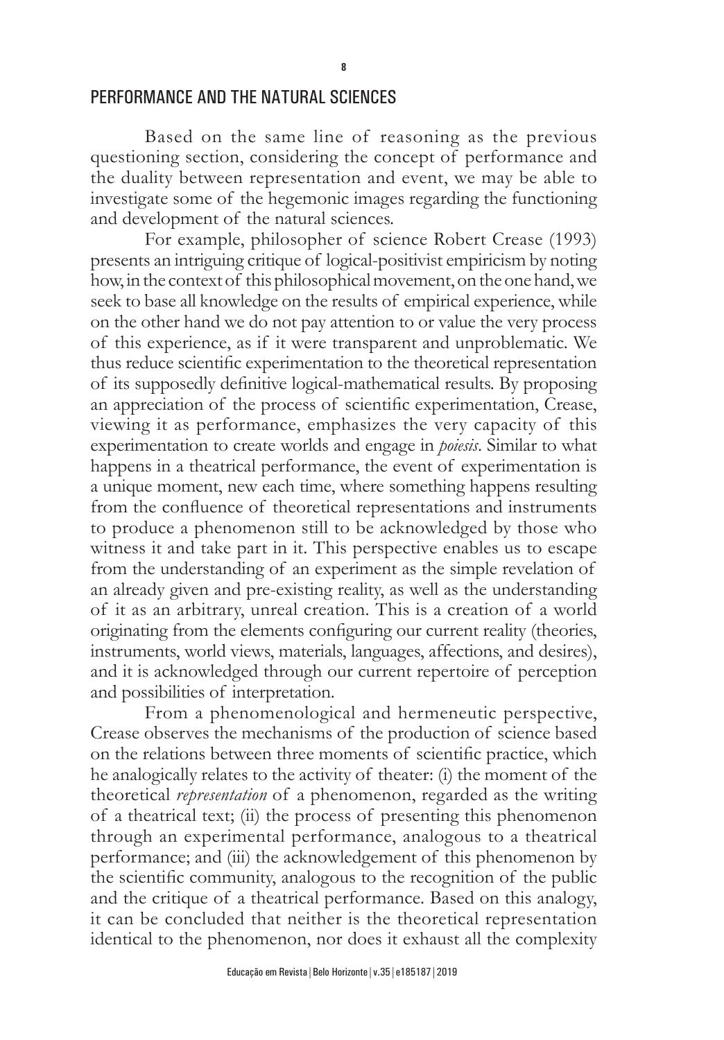## PERFORMANCE AND THE NATURAL SCIENCES

Based on the same line of reasoning as the previous questioning section, considering the concept of performance and the duality between representation and event, we may be able to investigate some of the hegemonic images regarding the functioning and development of the natural sciences.

For example, philosopher of science Robert Crease (1993) presents an intriguing critique of logical-positivist empiricism by noting how, in the context of this philosophical movement, on the one hand, we seek to base all knowledge on the results of empirical experience, while on the other hand we do not pay attention to or value the very process of this experience, as if it were transparent and unproblematic. We thus reduce scientific experimentation to the theoretical representation of its supposedly definitive logical-mathematical results. By proposing an appreciation of the process of scientific experimentation, Crease, viewing it as performance, emphasizes the very capacity of this experimentation to create worlds and engage in *poiesis*. Similar to what happens in a theatrical performance, the event of experimentation is a unique moment, new each time, where something happens resulting from the confluence of theoretical representations and instruments to produce a phenomenon still to be acknowledged by those who witness it and take part in it. This perspective enables us to escape from the understanding of an experiment as the simple revelation of an already given and pre-existing reality, as well as the understanding of it as an arbitrary, unreal creation. This is a creation of a world originating from the elements configuring our current reality (theories, instruments, world views, materials, languages, affections, and desires), and it is acknowledged through our current repertoire of perception and possibilities of interpretation.

From a phenomenological and hermeneutic perspective, Crease observes the mechanisms of the production of science based on the relations between three moments of scientific practice, which he analogically relates to the activity of theater: (i) the moment of the theoretical *representation* of a phenomenon, regarded as the writing of a theatrical text; (ii) the process of presenting this phenomenon through an experimental performance, analogous to a theatrical performance; and (iii) the acknowledgement of this phenomenon by the scientific community, analogous to the recognition of the public and the critique of a theatrical performance. Based on this analogy, it can be concluded that neither is the theoretical representation identical to the phenomenon, nor does it exhaust all the complexity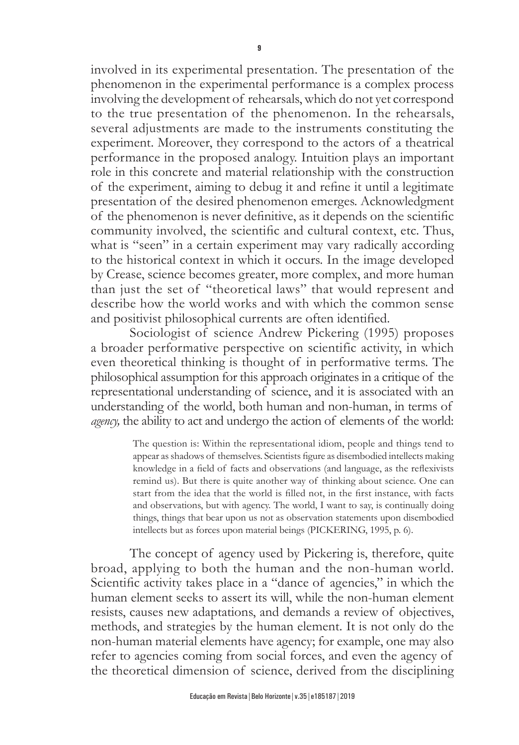involved in its experimental presentation. The presentation of the phenomenon in the experimental performance is a complex process involving the development of rehearsals, which do not yet correspond to the true presentation of the phenomenon. In the rehearsals, several adjustments are made to the instruments constituting the experiment. Moreover, they correspond to the actors of a theatrical performance in the proposed analogy. Intuition plays an important role in this concrete and material relationship with the construction of the experiment, aiming to debug it and refine it until a legitimate presentation of the desired phenomenon emerges. Acknowledgment of the phenomenon is never definitive, as it depends on the scientific community involved, the scientific and cultural context, etc. Thus, what is "seen" in a certain experiment may vary radically according to the historical context in which it occurs. In the image developed by Crease, science becomes greater, more complex, and more human than just the set of "theoretical laws" that would represent and describe how the world works and with which the common sense and positivist philosophical currents are often identified.

Sociologist of science Andrew Pickering (1995) proposes a broader performative perspective on scientific activity, in which even theoretical thinking is thought of in performative terms. The philosophical assumption for this approach originates in a critique of the representational understanding of science, and it is associated with an understanding of the world, both human and non-human, in terms of *agency,* the ability to act and undergo the action of elements of the world:

> The question is: Within the representational idiom, people and things tend to appear as shadows of themselves. Scientists figure as disembodied intellects making knowledge in a field of facts and observations (and language, as the reflexivists remind us). But there is quite another way of thinking about science. One can start from the idea that the world is filled not, in the first instance, with facts and observations, but with agency. The world, I want to say, is continually doing things, things that bear upon us not as observation statements upon disembodied intellects but as forces upon material beings (PICKERING, 1995, p. 6).

The concept of agency used by Pickering is, therefore, quite broad, applying to both the human and the non-human world. Scientific activity takes place in a "dance of agencies," in which the human element seeks to assert its will, while the non-human element resists, causes new adaptations, and demands a review of objectives, methods, and strategies by the human element. It is not only do the non-human material elements have agency; for example, one may also refer to agencies coming from social forces, and even the agency of the theoretical dimension of science, derived from the disciplining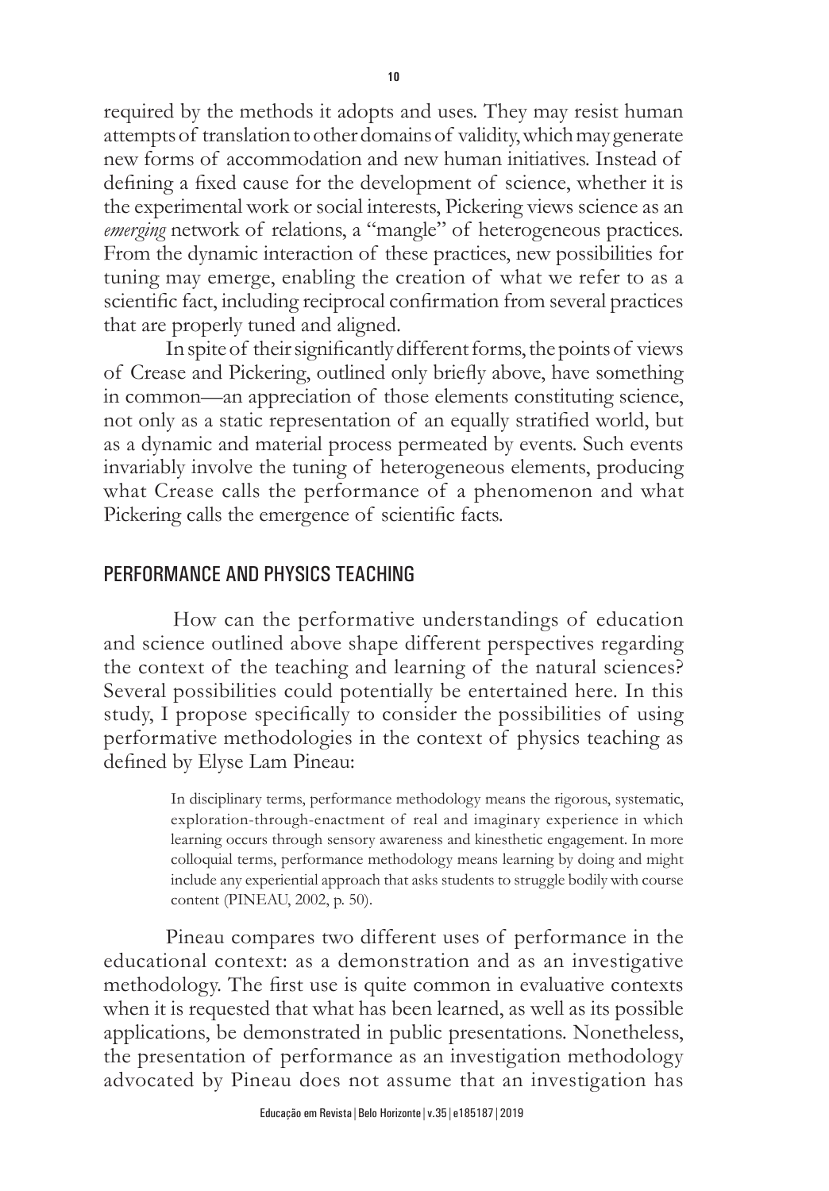required by the methods it adopts and uses. They may resist human attempts of translation to other domains of validity, which may generate new forms of accommodation and new human initiatives. Instead of defining a fixed cause for the development of science, whether it is the experimental work or social interests, Pickering views science as an *emerging* network of relations, a "mangle" of heterogeneous practices. From the dynamic interaction of these practices, new possibilities for tuning may emerge, enabling the creation of what we refer to as a scientific fact, including reciprocal confirmation from several practices that are properly tuned and aligned.

In spite of their significantly different forms, the points of views of Crease and Pickering, outlined only briefly above, have something in common—an appreciation of those elements constituting science, not only as a static representation of an equally stratified world, but as a dynamic and material process permeated by events. Such events invariably involve the tuning of heterogeneous elements, producing what Crease calls the performance of a phenomenon and what Pickering calls the emergence of scientific facts.

## PERFORMANCE AND PHYSICS TEACHING

How can the performative understandings of education and science outlined above shape different perspectives regarding the context of the teaching and learning of the natural sciences? Several possibilities could potentially be entertained here. In this study, I propose specifically to consider the possibilities of using performative methodologies in the context of physics teaching as defined by Elyse Lam Pineau:

> In disciplinary terms, performance methodology means the rigorous, systematic, exploration-through-enactment of real and imaginary experience in which learning occurs through sensory awareness and kinesthetic engagement. In more colloquial terms, performance methodology means learning by doing and might include any experiential approach that asks students to struggle bodily with course content (PINEAU, 2002, p. 50).

Pineau compares two different uses of performance in the educational context: as a demonstration and as an investigative methodology. The first use is quite common in evaluative contexts when it is requested that what has been learned, as well as its possible applications, be demonstrated in public presentations. Nonetheless, the presentation of performance as an investigation methodology advocated by Pineau does not assume that an investigation has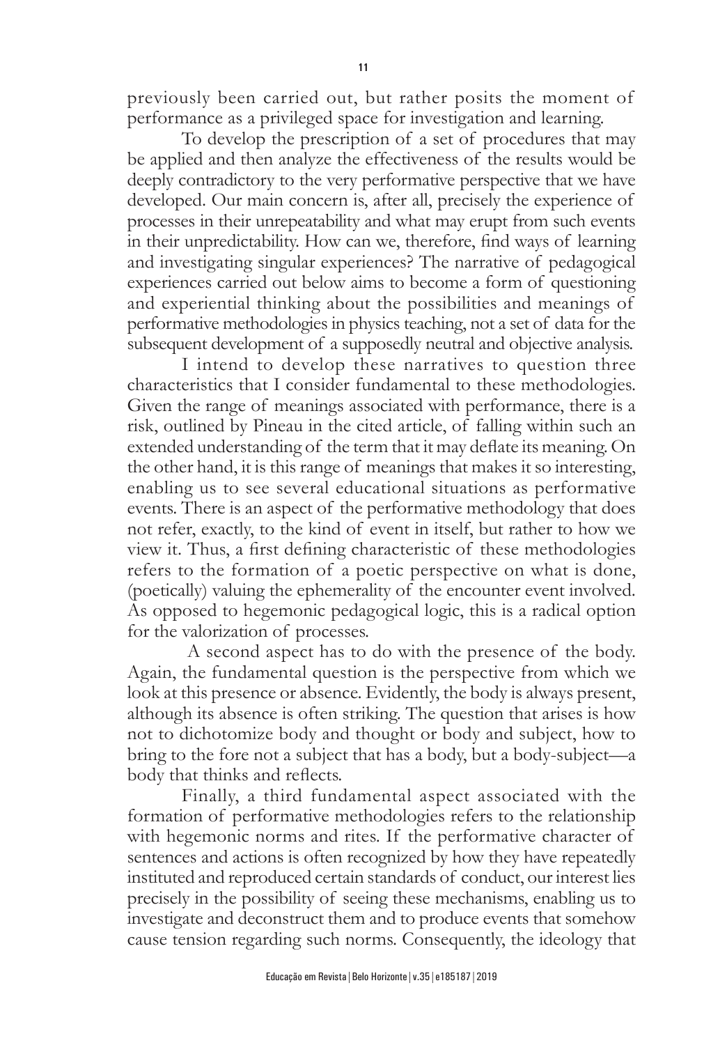previously been carried out, but rather posits the moment of performance as a privileged space for investigation and learning.

To develop the prescription of a set of procedures that may be applied and then analyze the effectiveness of the results would be deeply contradictory to the very performative perspective that we have developed. Our main concern is, after all, precisely the experience of processes in their unrepeatability and what may erupt from such events in their unpredictability. How can we, therefore, find ways of learning and investigating singular experiences? The narrative of pedagogical experiences carried out below aims to become a form of questioning and experiential thinking about the possibilities and meanings of performative methodologies in physics teaching, not a set of data for the subsequent development of a supposedly neutral and objective analysis.

I intend to develop these narratives to question three characteristics that I consider fundamental to these methodologies. Given the range of meanings associated with performance, there is a risk, outlined by Pineau in the cited article, of falling within such an extended understanding of the term that it may deflate its meaning. On the other hand, it is this range of meanings that makes it so interesting, enabling us to see several educational situations as performative events. There is an aspect of the performative methodology that does not refer, exactly, to the kind of event in itself, but rather to how we view it. Thus, a first defining characteristic of these methodologies refers to the formation of a poetic perspective on what is done, (poetically) valuing the ephemerality of the encounter event involved. As opposed to hegemonic pedagogical logic, this is a radical option for the valorization of processes.

A second aspect has to do with the presence of the body. Again, the fundamental question is the perspective from which we look at this presence or absence. Evidently, the body is always present, although its absence is often striking. The question that arises is how not to dichotomize body and thought or body and subject, how to bring to the fore not a subject that has a body, but a body-subject—a body that thinks and reflects.

Finally, a third fundamental aspect associated with the formation of performative methodologies refers to the relationship with hegemonic norms and rites. If the performative character of sentences and actions is often recognized by how they have repeatedly instituted and reproduced certain standards of conduct, our interest lies precisely in the possibility of seeing these mechanisms, enabling us to investigate and deconstruct them and to produce events that somehow cause tension regarding such norms. Consequently, the ideology that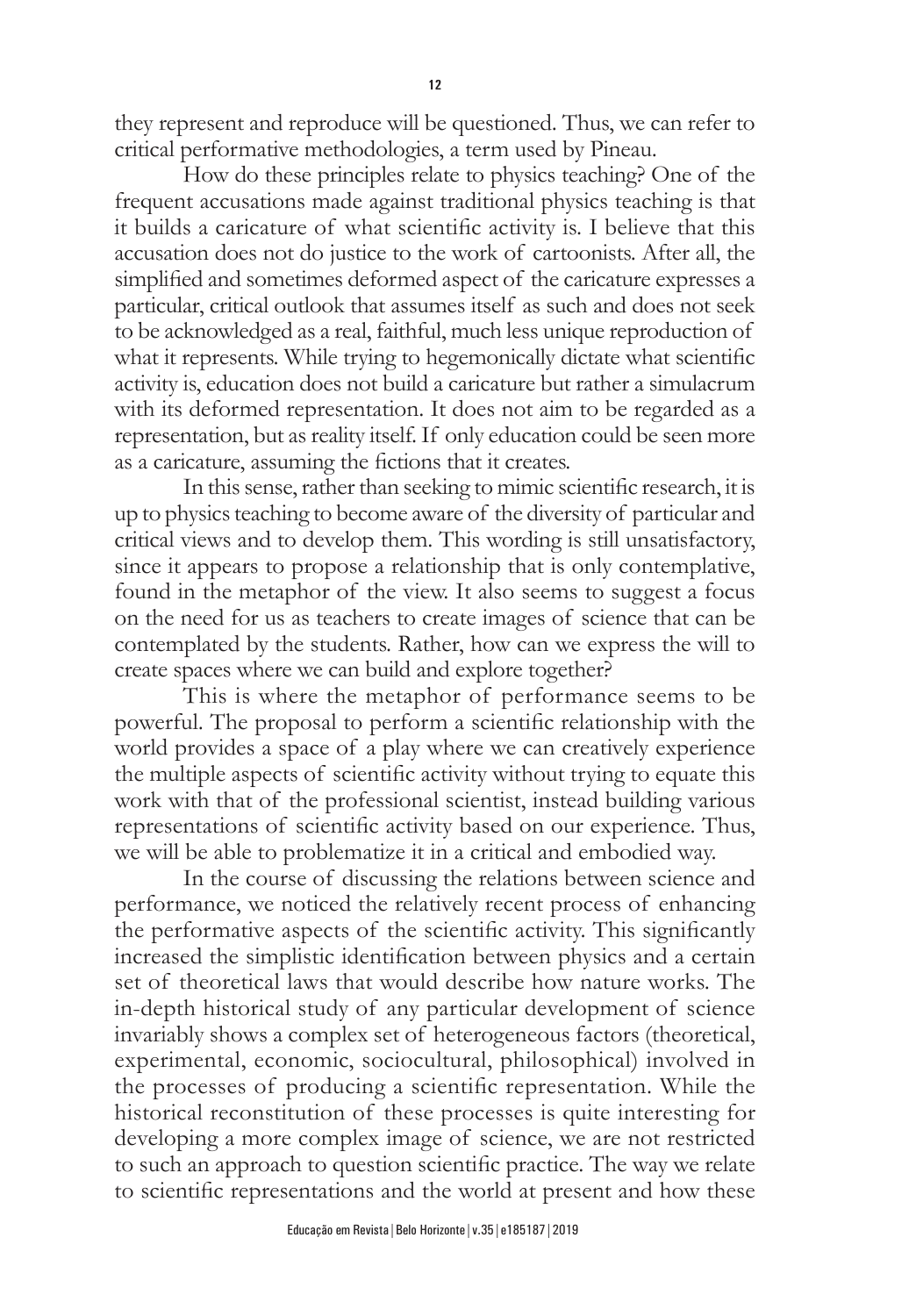they represent and reproduce will be questioned. Thus, we can refer to critical performative methodologies, a term used by Pineau.

How do these principles relate to physics teaching? One of the frequent accusations made against traditional physics teaching is that it builds a caricature of what scientific activity is. I believe that this accusation does not do justice to the work of cartoonists. After all, the simplified and sometimes deformed aspect of the caricature expresses a particular, critical outlook that assumes itself as such and does not seek to be acknowledged as a real, faithful, much less unique reproduction of what it represents. While trying to hegemonically dictate what scientific activity is, education does not build a caricature but rather a simulacrum with its deformed representation. It does not aim to be regarded as a representation, but as reality itself. If only education could be seen more as a caricature, assuming the fictions that it creates.

In this sense, rather than seeking to mimic scientific research, it is up to physics teaching to become aware of the diversity of particular and critical views and to develop them. This wording is still unsatisfactory, since it appears to propose a relationship that is only contemplative, found in the metaphor of the view. It also seems to suggest a focus on the need for us as teachers to create images of science that can be contemplated by the students. Rather, how can we express the will to create spaces where we can build and explore together?

This is where the metaphor of performance seems to be powerful. The proposal to perform a scientific relationship with the world provides a space of a play where we can creatively experience the multiple aspects of scientific activity without trying to equate this work with that of the professional scientist, instead building various representations of scientific activity based on our experience. Thus, we will be able to problematize it in a critical and embodied way.

In the course of discussing the relations between science and performance, we noticed the relatively recent process of enhancing the performative aspects of the scientific activity. This significantly increased the simplistic identification between physics and a certain set of theoretical laws that would describe how nature works. The in-depth historical study of any particular development of science invariably shows a complex set of heterogeneous factors (theoretical, experimental, economic, sociocultural, philosophical) involved in the processes of producing a scientific representation. While the historical reconstitution of these processes is quite interesting for developing a more complex image of science, we are not restricted to such an approach to question scientific practice. The way we relate to scientific representations and the world at present and how these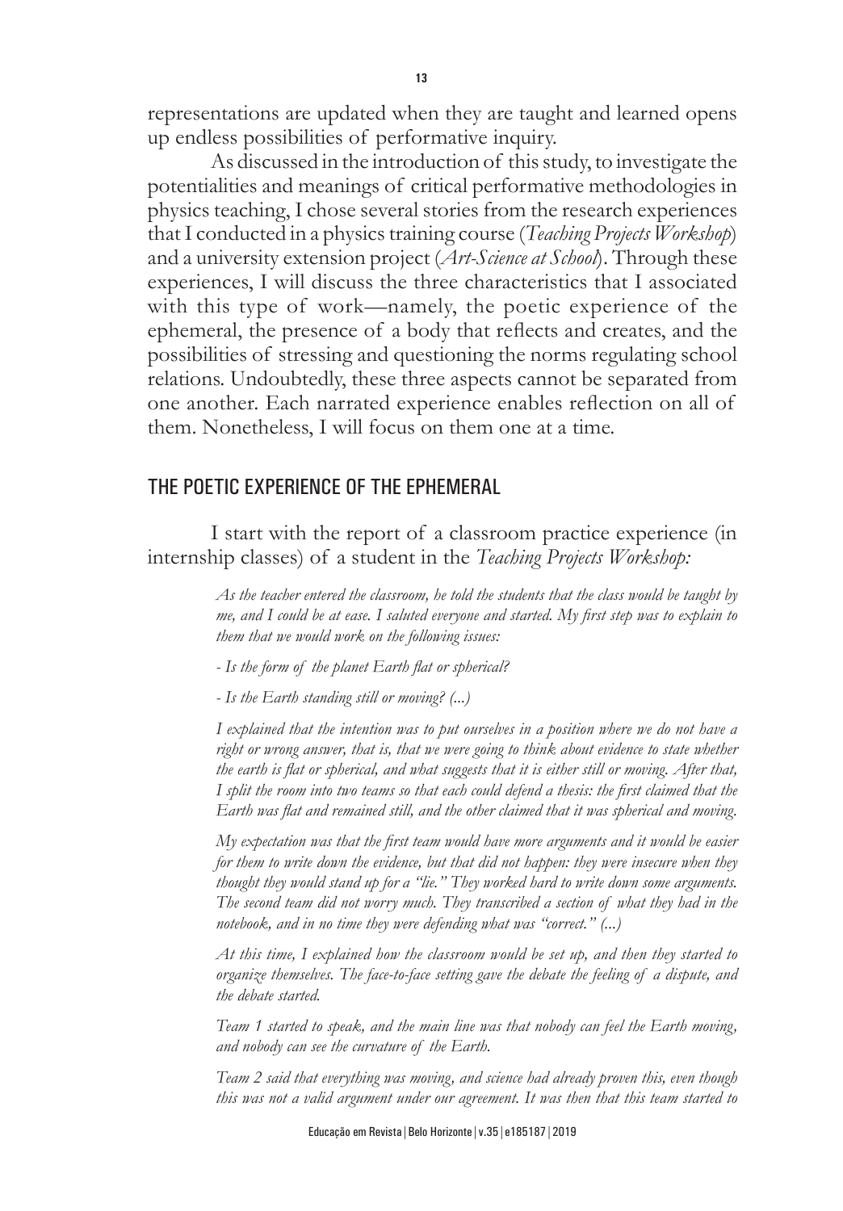representations are updated when they are taught and learned opens up endless possibilities of performative inquiry.

As discussed in the introduction of this study, to investigate the potentialities and meanings of critical performative methodologies in physics teaching, I chose several stories from the research experiences that I conducted in a physics training course (*Teaching Projects Workshop*) and a university extension project (*Art-Science at School*). Through these experiences, I will discuss the three characteristics that I associated with this type of work—namely, the poetic experience of the ephemeral, the presence of a body that reflects and creates, and the possibilities of stressing and questioning the norms regulating school relations. Undoubtedly, these three aspects cannot be separated from one another. Each narrated experience enables reflection on all of them. Nonetheless, I will focus on them one at a time.

## THE POETIC EXPERIENCE OF THE EPHEMERAL

I start with the report of a classroom practice experience (in internship classes) of a student in the *Teaching Projects Workshop:*

> *As the teacher entered the classroom, he told the students that the class would be taught by me, and I could be at ease. I saluted everyone and started. My first step was to explain to them that we would work on the following issues:*
>
> *- Is the form of the planet Earth flat or spherical?*
>
> *- Is the Earth standing still or moving? (...)*
>
> *I explained that the intention was to put ourselves in a position where we do not have a right or wrong answer, that is, that we were going to think about evidence to state whether the earth is flat or spherical, and what suggests that it is either still or moving. After that, I split the room into two teams so that each could defend a thesis: the first claimed that the Earth was flat and remained still, and the other claimed that it was spherical and moving.*
>
> *My expectation was that the first team would have more arguments and it would be easier for them to write down the evidence, but that did not happen: they were insecure when they thought they would stand up for a "lie." They worked hard to write down some arguments. The second team did not worry much. They transcribed a section of what they had in the notebook, and in no time they were defending what was "correct." (...)*
>
> *At this time, I explained how the classroom would be set up, and then they started to organize themselves. The face-to-face setting gave the debate the feeling of a dispute, and the debate started.*
>
> *Team 1 started to speak, and the main line was that nobody can feel the Earth moving, and nobody can see the curvature of the Earth.*
>
> *Team 2 said that everything was moving, and science had already proven this, even though this was not a valid argument under our agreement. It was then that this team started to*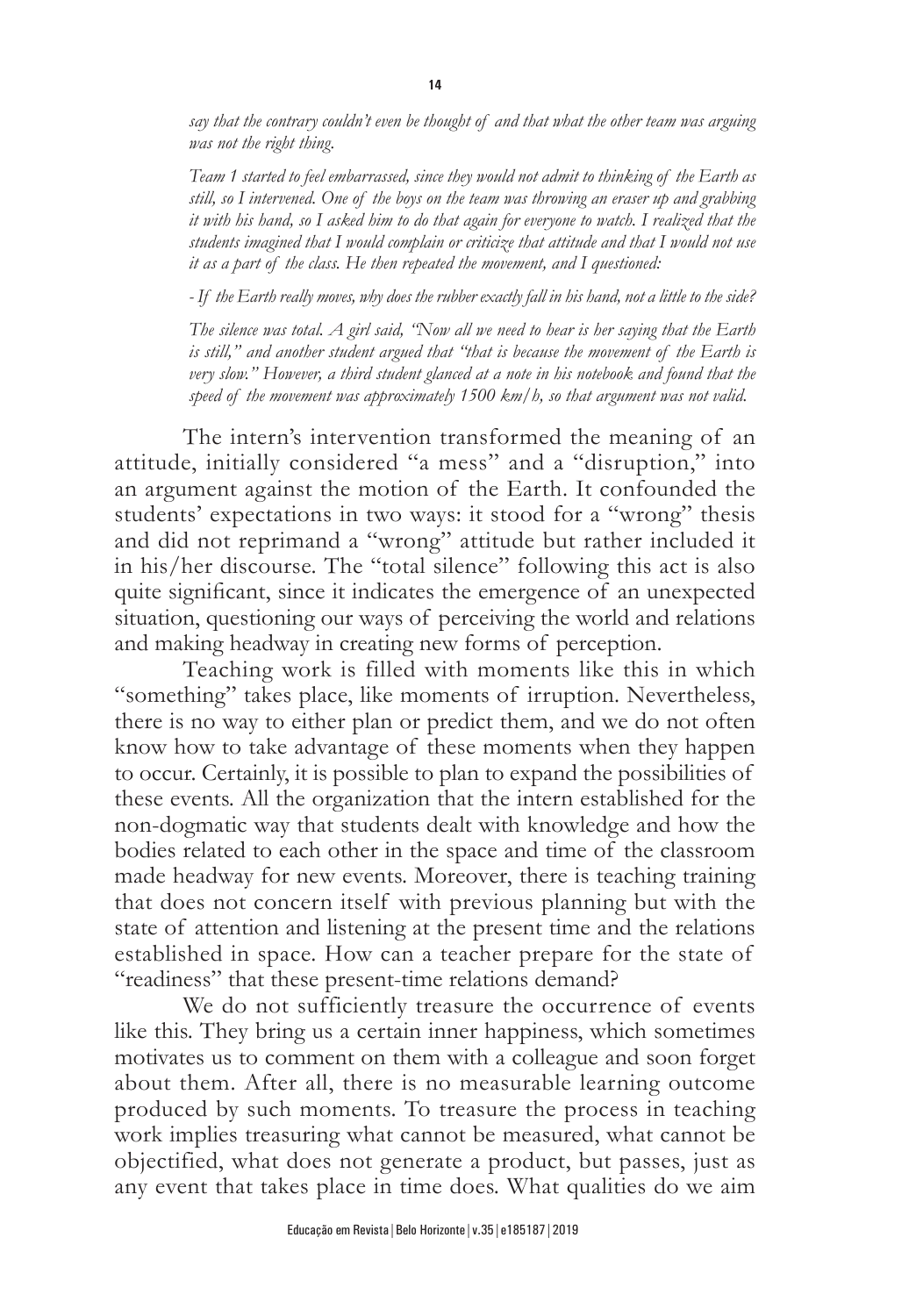*say that the contrary couldn't even be thought of and that what the other team was arguing was not the right thing.*

*Team 1 started to feel embarrassed, since they would not admit to thinking of the Earth as still, so I intervened. One of the boys on the team was throwing an eraser up and grabbing it with his hand, so I asked him to do that again for everyone to watch. I realized that the students imagined that I would complain or criticize that attitude and that I would not use it as a part of the class. He then repeated the movement, and I questioned:*

*- If the Earth really moves, why does the rubber exactly fall in his hand, not a little to the side?*

*The silence was total. A girl said, "Now all we need to hear is her saying that the Earth is still," and another student argued that "that is because the movement of the Earth is very slow." However, a third student glanced at a note in his notebook and found that the speed of the movement was approximately 1500 km/h, so that argument was not valid.*

The intern's intervention transformed the meaning of an attitude, initially considered "a mess" and a "disruption," into an argument against the motion of the Earth. It confounded the students' expectations in two ways: it stood for a "wrong" thesis and did not reprimand a "wrong" attitude but rather included it in his/her discourse. The "total silence" following this act is also quite significant, since it indicates the emergence of an unexpected situation, questioning our ways of perceiving the world and relations and making headway in creating new forms of perception.

Teaching work is filled with moments like this in which "something" takes place, like moments of irruption. Nevertheless, there is no way to either plan or predict them, and we do not often know how to take advantage of these moments when they happen to occur. Certainly, it is possible to plan to expand the possibilities of these events. All the organization that the intern established for the non-dogmatic way that students dealt with knowledge and how the bodies related to each other in the space and time of the classroom made headway for new events. Moreover, there is teaching training that does not concern itself with previous planning but with the state of attention and listening at the present time and the relations established in space. How can a teacher prepare for the state of "readiness" that these present-time relations demand?

We do not sufficiently treasure the occurrence of events like this. They bring us a certain inner happiness, which sometimes motivates us to comment on them with a colleague and soon forget about them. After all, there is no measurable learning outcome produced by such moments. To treasure the process in teaching work implies treasuring what cannot be measured, what cannot be objectified, what does not generate a product, but passes, just as any event that takes place in time does. What qualities do we aim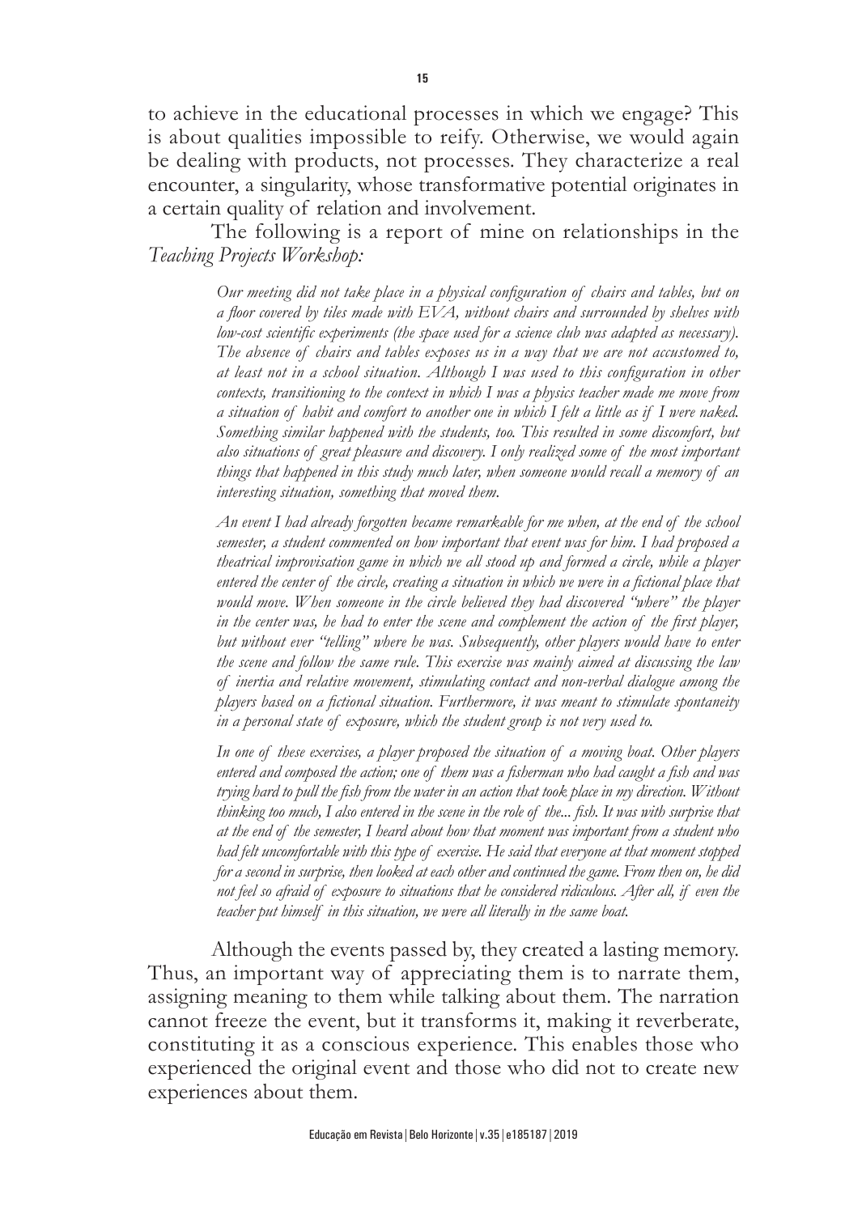to achieve in the educational processes in which we engage? This is about qualities impossible to reify. Otherwise, we would again be dealing with products, not processes. They characterize a real encounter, a singularity, whose transformative potential originates in a certain quality of relation and involvement.

The following is a report of mine on relationships in the *Teaching Projects Workshop:*

> *Our meeting did not take place in a physical configuration of chairs and tables, but on a floor covered by tiles made with EVA, without chairs and surrounded by shelves with low-cost scientific experiments (the space used for a science club was adapted as necessary). The absence of chairs and tables exposes us in a way that we are not accustomed to, at least not in a school situation. Although I was used to this configuration in other contexts, transitioning to the context in which I was a physics teacher made me move from a situation of habit and comfort to another one in which I felt a little as if I were naked. Something similar happened with the students, too. This resulted in some discomfort, but also situations of great pleasure and discovery. I only realized some of the most important things that happened in this study much later, when someone would recall a memory of an interesting situation, something that moved them.*
>
> *An event I had already forgotten became remarkable for me when, at the end of the school semester, a student commented on how important that event was for him. I had proposed a theatrical improvisation game in which we all stood up and formed a circle, while a player entered the center of the circle, creating a situation in which we were in a fictional place that would move. When someone in the circle believed they had discovered "where" the player in the center was, he had to enter the scene and complement the action of the first player, but without ever "telling" where he was. Subsequently, other players would have to enter the scene and follow the same rule. This exercise was mainly aimed at discussing the law of inertia and relative movement, stimulating contact and non-verbal dialogue among the players based on a fictional situation. Furthermore, it was meant to stimulate spontaneity in a personal state of exposure, which the student group is not very used to.*
>
> *In one of these exercises, a player proposed the situation of a moving boat. Other players entered and composed the action; one of them was a fisherman who had caught a fish and was trying hard to pull the fish from the water in an action that took place in my direction. Without thinking too much, I also entered in the scene in the role of the... fish. It was with surprise that at the end of the semester, I heard about how that moment was important from a student who had felt uncomfortable with this type of exercise. He said that everyone at that moment stopped for a second in surprise, then looked at each other and continued the game. From then on, he did not feel so afraid of exposure to situations that he considered ridiculous. After all, if even the teacher put himself in this situation, we were all literally in the same boat.*

Although the events passed by, they created a lasting memory. Thus, an important way of appreciating them is to narrate them, assigning meaning to them while talking about them. The narration cannot freeze the event, but it transforms it, making it reverberate, constituting it as a conscious experience. This enables those who experienced the original event and those who did not to create new experiences about them.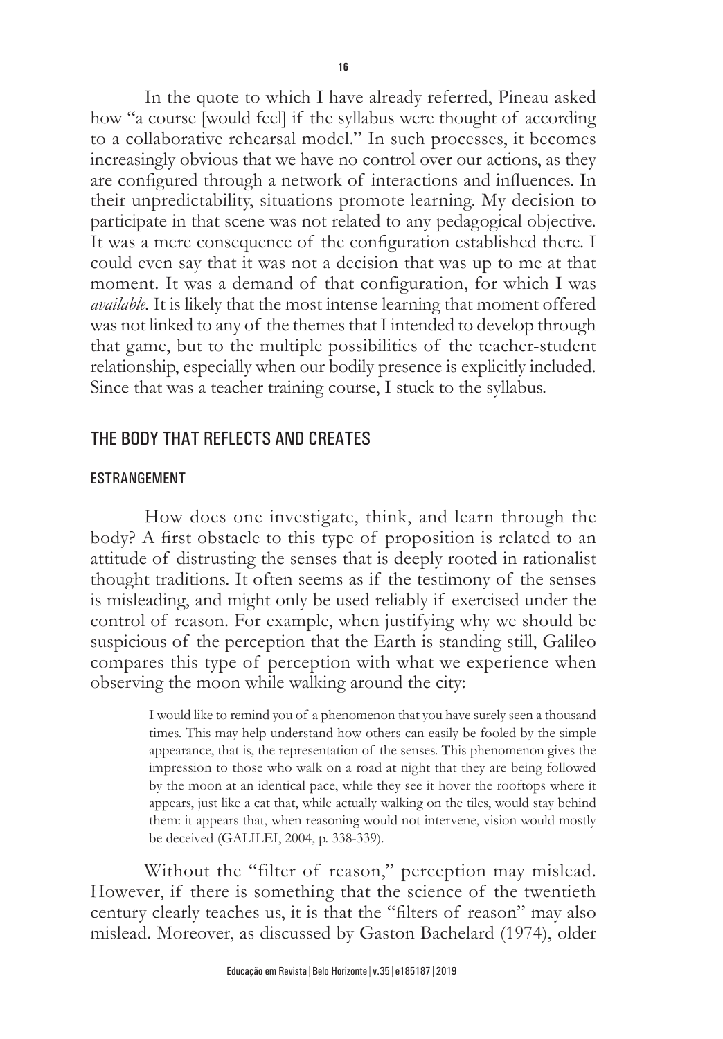In the quote to which I have already referred, Pineau asked how "a course [would feel] if the syllabus were thought of according to a collaborative rehearsal model." In such processes, it becomes increasingly obvious that we have no control over our actions, as they are configured through a network of interactions and influences. In their unpredictability, situations promote learning. My decision to participate in that scene was not related to any pedagogical objective. It was a mere consequence of the configuration established there. I could even say that it was not a decision that was up to me at that moment. It was a demand of that configuration, for which I was *available*. It is likely that the most intense learning that moment offered was not linked to any of the themes that I intended to develop through that game, but to the multiple possibilities of the teacher-student relationship, especially when our bodily presence is explicitly included. Since that was a teacher training course, I stuck to the syllabus.

## THE BODY THAT REFLECTS AND CREATES

### ESTRANGEMENT

How does one investigate, think, and learn through the body? A first obstacle to this type of proposition is related to an attitude of distrusting the senses that is deeply rooted in rationalist thought traditions. It often seems as if the testimony of the senses is misleading, and might only be used reliably if exercised under the control of reason. For example, when justifying why we should be suspicious of the perception that the Earth is standing still, Galileo compares this type of perception with what we experience when observing the moon while walking around the city:

> I would like to remind you of a phenomenon that you have surely seen a thousand times. This may help understand how others can easily be fooled by the simple appearance, that is, the representation of the senses. This phenomenon gives the impression to those who walk on a road at night that they are being followed by the moon at an identical pace, while they see it hover the rooftops where it appears, just like a cat that, while actually walking on the tiles, would stay behind them: it appears that, when reasoning would not intervene, vision would mostly be deceived (GALILEI, 2004, p. 338-339).

Without the "filter of reason," perception may mislead. However, if there is something that the science of the twentieth century clearly teaches us, it is that the "filters of reason" may also mislead. Moreover, as discussed by Gaston Bachelard (1974), older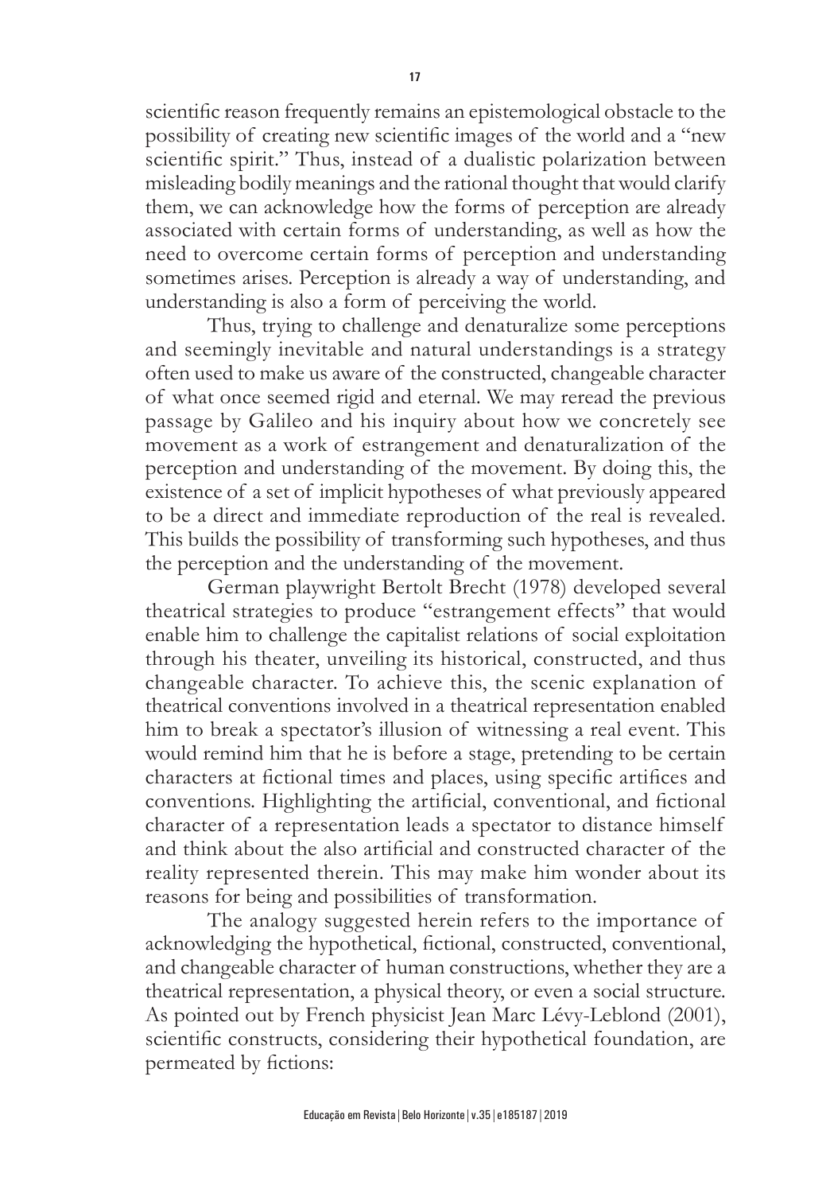scientific reason frequently remains an epistemological obstacle to the possibility of creating new scientific images of the world and a "new scientific spirit." Thus, instead of a dualistic polarization between misleading bodily meanings and the rational thought that would clarify them, we can acknowledge how the forms of perception are already associated with certain forms of understanding, as well as how the need to overcome certain forms of perception and understanding sometimes arises. Perception is already a way of understanding, and understanding is also a form of perceiving the world.

Thus, trying to challenge and denaturalize some perceptions and seemingly inevitable and natural understandings is a strategy often used to make us aware of the constructed, changeable character of what once seemed rigid and eternal. We may reread the previous passage by Galileo and his inquiry about how we concretely see movement as a work of estrangement and denaturalization of the perception and understanding of the movement. By doing this, the existence of a set of implicit hypotheses of what previously appeared to be a direct and immediate reproduction of the real is revealed. This builds the possibility of transforming such hypotheses, and thus the perception and the understanding of the movement.

German playwright Bertolt Brecht (1978) developed several theatrical strategies to produce "estrangement effects" that would enable him to challenge the capitalist relations of social exploitation through his theater, unveiling its historical, constructed, and thus changeable character. To achieve this, the scenic explanation of theatrical conventions involved in a theatrical representation enabled him to break a spectator's illusion of witnessing a real event. This would remind him that he is before a stage, pretending to be certain characters at fictional times and places, using specific artifices and conventions. Highlighting the artificial, conventional, and fictional character of a representation leads a spectator to distance himself and think about the also artificial and constructed character of the reality represented therein. This may make him wonder about its reasons for being and possibilities of transformation.

The analogy suggested herein refers to the importance of acknowledging the hypothetical, fictional, constructed, conventional, and changeable character of human constructions, whether they are a theatrical representation, a physical theory, or even a social structure. As pointed out by French physicist Jean Marc Lévy-Leblond (2001), scientific constructs, considering their hypothetical foundation, are permeated by fictions: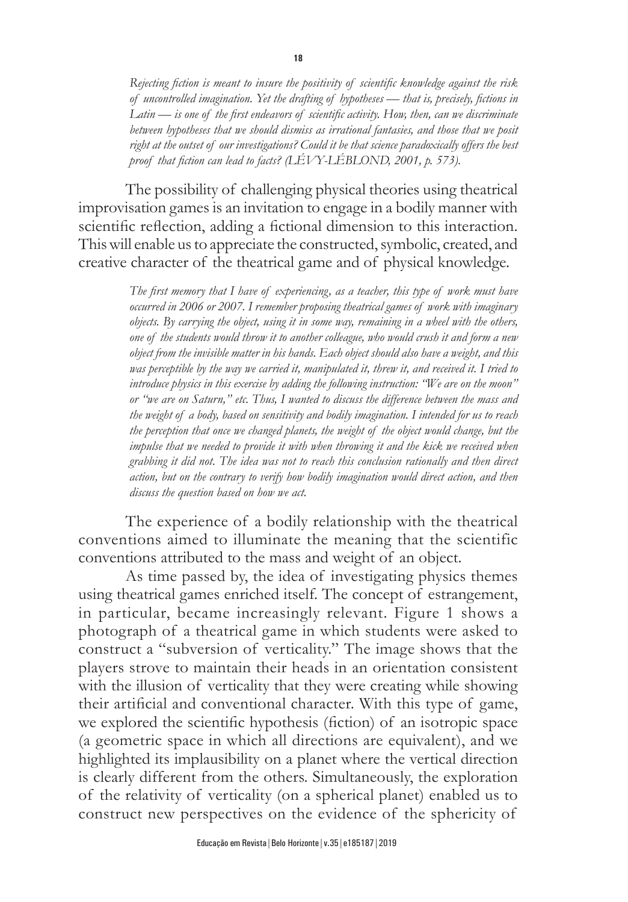> *Rejecting fiction is meant to insure the positivity of scientific knowledge against the risk of uncontrolled imagination. Yet the drafting of hypotheses — that is, precisely, fictions in Latin — is one of the first endeavors of scientific activity. How, then, can we discriminate between hypotheses that we should dismiss as irrational fantasies, and those that we posit right at the outset of our investigations? Could it be that science paradoxically offers the best proof that fiction can lead to facts? (LÉVY-LEBLOND, 2001, p. 573).*

The possibility of challenging physical theories using theatrical improvisation games is an invitation to engage in a bodily manner with scientific reflection, adding a fictional dimension to this interaction. This will enable us to appreciate the constructed, symbolic, created, and creative character of the theatrical game and of physical knowledge.

> *The first memory that I have of experiencing, as a teacher, this type of work must have occurred in 2006 or 2007. I remember proposing theatrical games of work with imaginary objects. By carrying the object, using it in some way, remaining in a wheel with the others, one of the students would throw it to another colleague, who would crush it and form a new object from the invisible matter in his hands. Each object should also have a weight, and this was perceptible by the way we carried it, manipulated it, threw it, and received it. I tried to introduce physics in this exercise by adding the following instruction: "We are on the moon" or "we are on Saturn," etc. Thus, I wanted to discuss the difference between the mass and the weight of a body, based on sensitivity and bodily imagination. I intended for us to reach the perception that once we changed planets, the weight of the object would change, but the impulse that we needed to provide it with when throwing it and the kick we received when grabbing it did not. The idea was not to reach this conclusion rationally and then direct action, but on the contrary to verify how bodily imagination would direct action, and then discuss the question based on how we act.*

The experience of a bodily relationship with the theatrical conventions aimed to illuminate the meaning that the scientific conventions attributed to the mass and weight of an object.

As time passed by, the idea of investigating physics themes using theatrical games enriched itself. The concept of estrangement, in particular, became increasingly relevant. Figure 1 shows a photograph of a theatrical game in which students were asked to construct a "subversion of verticality." The image shows that the players strove to maintain their heads in an orientation consistent with the illusion of verticality that they were creating while showing their artificial and conventional character. With this type of game, we explored the scientific hypothesis (fiction) of an isotropic space (a geometric space in which all directions are equivalent), and we highlighted its implausibility on a planet where the vertical direction is clearly different from the others. Simultaneously, the exploration of the relativity of verticality (on a spherical planet) enabled us to construct new perspectives on the evidence of the sphericity of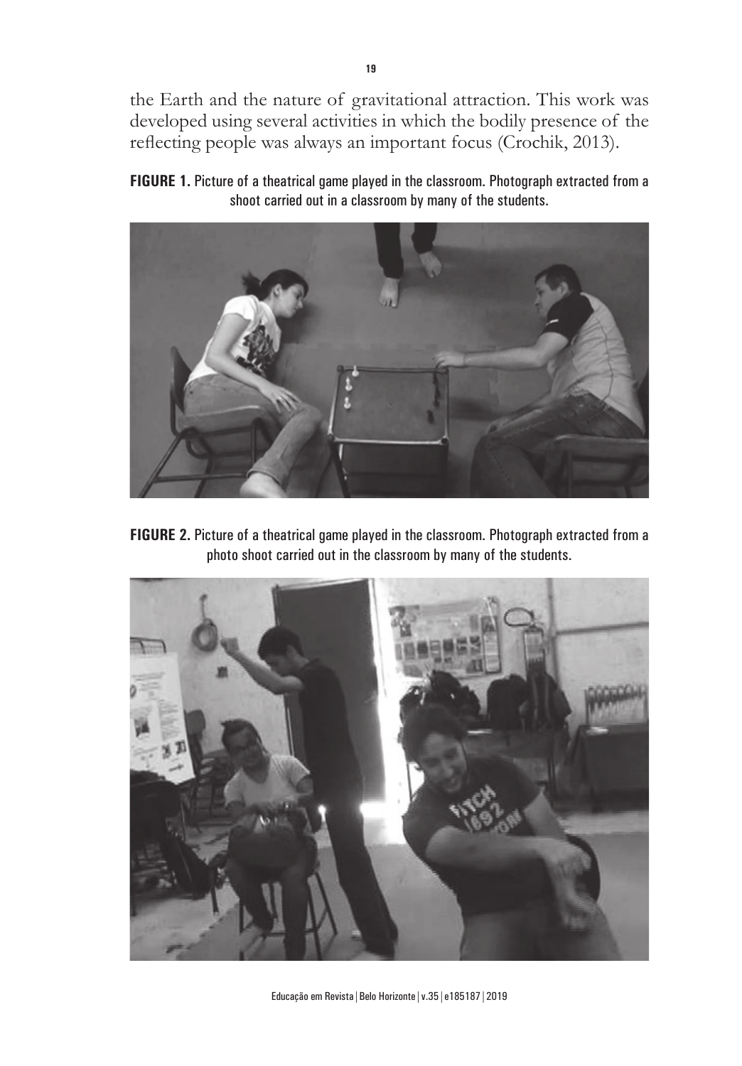the Earth and the nature of gravitational attraction. This work was developed using several activities in which the bodily presence of the reflecting people was always an important focus (Crochik, 2013).

**FIGURE 1.** Picture of a theatrical game played in the classroom. Photograph extracted from a shoot carried out in a classroom by many of the students.

**FIGURE 2.** Picture of a theatrical game played in the classroom. Photograph extracted from a photo shoot carried out in the classroom by many of the students.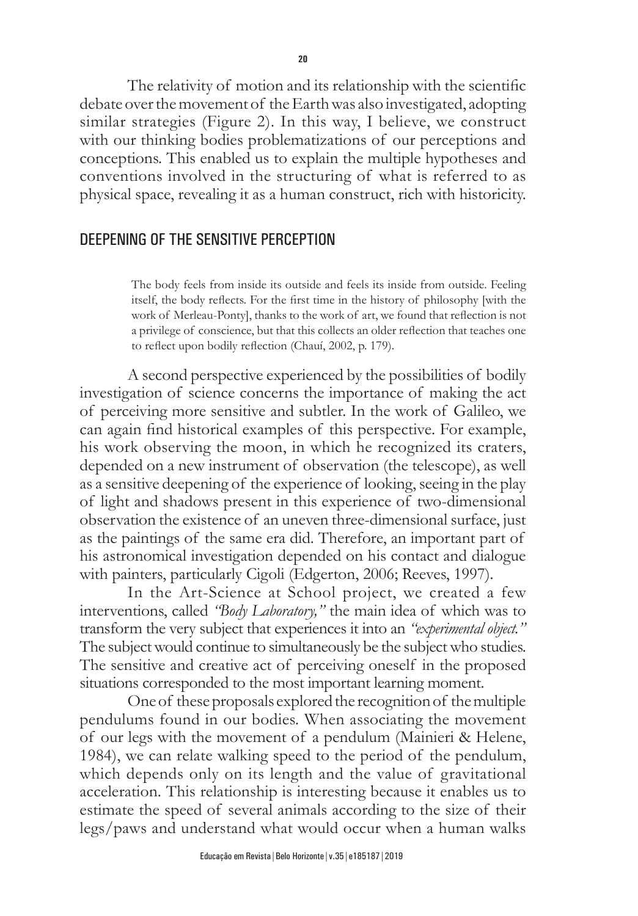The relativity of motion and its relationship with the scientific debate over the movement of the Earth was also investigated, adopting similar strategies (Figure 2). In this way, I believe, we construct with our thinking bodies problematizations of our perceptions and conceptions. This enabled us to explain the multiple hypotheses and conventions involved in the structuring of what is referred to as physical space, revealing it as a human construct, rich with historicity.

## DEEPENING OF THE SENSITIVE PERCEPTION

> The body feels from inside its outside and feels its inside from outside. Feeling itself, the body reflects. For the first time in the history of philosophy [with the work of Merleau-Ponty], thanks to the work of art, we found that reflection is not a privilege of conscience, but that this collects an older reflection that teaches one to reflect upon bodily reflection (Chauí, 2002, p. 179).

A second perspective experienced by the possibilities of bodily investigation of science concerns the importance of making the act of perceiving more sensitive and subtler. In the work of Galileo, we can again find historical examples of this perspective. For example, his work observing the moon, in which he recognized its craters, depended on a new instrument of observation (the telescope), as well as a sensitive deepening of the experience of looking, seeing in the play of light and shadows present in this experience of two-dimensional observation the existence of an uneven three-dimensional surface, just as the paintings of the same era did. Therefore, an important part of his astronomical investigation depended on his contact and dialogue with painters, particularly Cigoli (Edgerton, 2006; Reeves, 1997).

In the Art-Science at School project, we created a few interventions, called *"Body Laboratory,"* the main idea of which was to transform the very subject that experiences it into an *"experimental object."* The subject would continue to simultaneously be the subject who studies. The sensitive and creative act of perceiving oneself in the proposed situations corresponded to the most important learning moment.

One of these proposals explored the recognition of the multiple pendulums found in our bodies. When associating the movement of our legs with the movement of a pendulum (Mainieri & Helene, 1984), we can relate walking speed to the period of the pendulum, which depends only on its length and the value of gravitational acceleration. This relationship is interesting because it enables us to estimate the speed of several animals according to the size of their legs/paws and understand what would occur when a human walks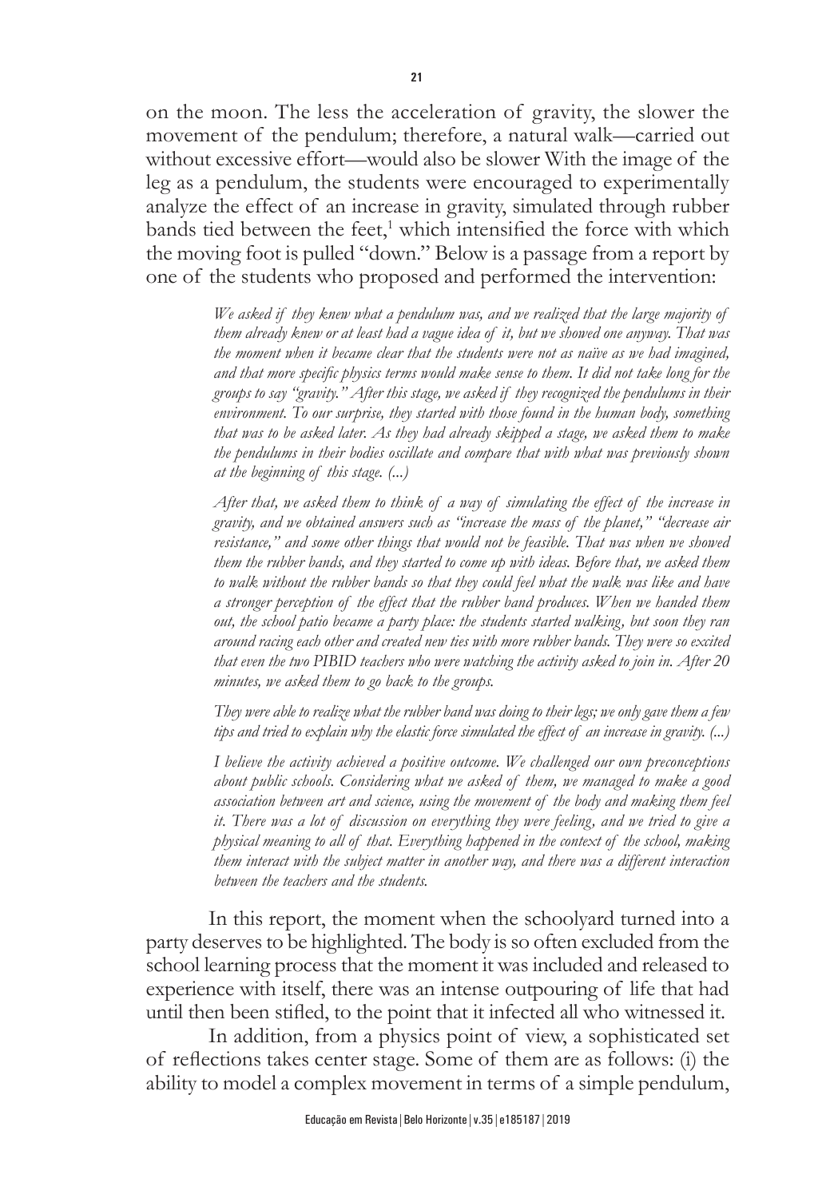on the moon. The less the acceleration of gravity, the slower the movement of the pendulum; therefore, a natural walk—carried out without excessive effort—would also be slower With the image of the leg as a pendulum, the students were encouraged to experimentally analyze the effect of an increase in gravity, simulated through rubber bands tied between the feet,[1] which intensified the force with which the moving foot is pulled "down." Below is a passage from a report by one of the students who proposed and performed the intervention:

> *We asked if they knew what a pendulum was, and we realized that the large majority of them already knew or at least had a vague idea of it, but we showed one anyway. That was the moment when it became clear that the students were not as naïve as we had imagined, and that more specific physics terms would make sense to them. It did not take long for the groups to say "gravity." After this stage, we asked if they recognized the pendulums in their environment. To our surprise, they started with those found in the human body, something that was to be asked later. As they had already skipped a stage, we asked them to make the pendulums in their bodies oscillate and compare that with what was previously shown at the beginning of this stage. (...)*
>
> *After that, we asked them to think of a way of simulating the effect of the increase in gravity, and we obtained answers such as "increase the mass of the planet," "decrease air resistance," and some other things that would not be feasible. That was when we showed them the rubber bands, and they started to come up with ideas. Before that, we asked them to walk without the rubber bands so that they could feel what the walk was like and have a stronger perception of the effect that the rubber band produces. When we handed them out, the school patio became a party place: the students started walking, but soon they ran around racing each other and created new ties with more rubber bands. They were so excited that even the two PIBID teachers who were watching the activity asked to join in. After 20 minutes, we asked them to go back to the groups.*
>
> *They were able to realize what the rubber band was doing to their legs; we only gave them a few tips and tried to explain why the elastic force simulated the effect of an increase in gravity. (...)*
>
> *I believe the activity achieved a positive outcome. We challenged our own preconceptions about public schools. Considering what we asked of them, we managed to make a good association between art and science, using the movement of the body and making them feel it. There was a lot of discussion on everything they were feeling, and we tried to give a physical meaning to all of that. Everything happened in the context of the school, making them interact with the subject matter in another way, and there was a different interaction between the teachers and the students.*

In this report, the moment when the schoolyard turned into a party deserves to be highlighted. The body is so often excluded from the school learning process that the moment it was included and released to experience with itself, there was an intense outpouring of life that had until then been stifled, to the point that it infected all who witnessed it.

In addition, from a physics point of view, a sophisticated set of reflections takes center stage. Some of them are as follows: (i) the ability to model a complex movement in terms of a simple pendulum,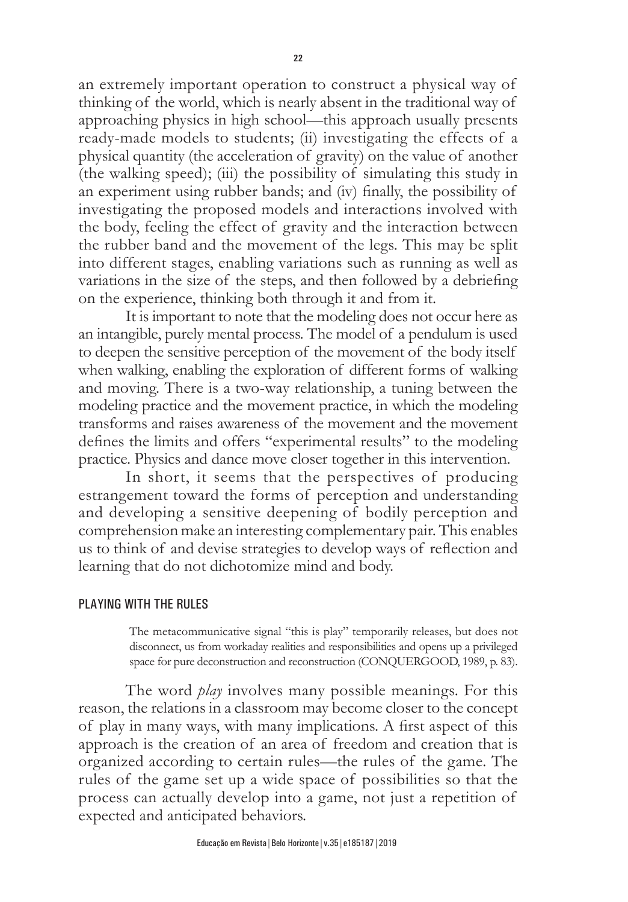an extremely important operation to construct a physical way of thinking of the world, which is nearly absent in the traditional way of approaching physics in high school—this approach usually presents ready-made models to students; (ii) investigating the effects of a physical quantity (the acceleration of gravity) on the value of another (the walking speed); (iii) the possibility of simulating this study in an experiment using rubber bands; and (iv) finally, the possibility of investigating the proposed models and interactions involved with the body, feeling the effect of gravity and the interaction between the rubber band and the movement of the legs. This may be split into different stages, enabling variations such as running as well as variations in the size of the steps, and then followed by a debriefing on the experience, thinking both through it and from it.

It is important to note that the modeling does not occur here as an intangible, purely mental process. The model of a pendulum is used to deepen the sensitive perception of the movement of the body itself when walking, enabling the exploration of different forms of walking and moving. There is a two-way relationship, a tuning between the modeling practice and the movement practice, in which the modeling transforms and raises awareness of the movement and the movement defines the limits and offers "experimental results" to the modeling practice. Physics and dance move closer together in this intervention.

In short, it seems that the perspectives of producing estrangement toward the forms of perception and understanding and developing a sensitive deepening of bodily perception and comprehension make an interesting complementary pair. This enables us to think of and devise strategies to develop ways of reflection and learning that do not dichotomize mind and body.

## PLAYING WITH THE RULES

> The metacommunicative signal "this is play" temporarily releases, but does not disconnect, us from workaday realities and responsibilities and opens up a privileged space for pure deconstruction and reconstruction (CONQUERGOOD, 1989, p. 83).

The word *play* involves many possible meanings. For this reason, the relations in a classroom may become closer to the concept of play in many ways, with many implications. A first aspect of this approach is the creation of an area of freedom and creation that is organized according to certain rules—the rules of the game. The rules of the game set up a wide space of possibilities so that the process can actually develop into a game, not just a repetition of expected and anticipated behaviors.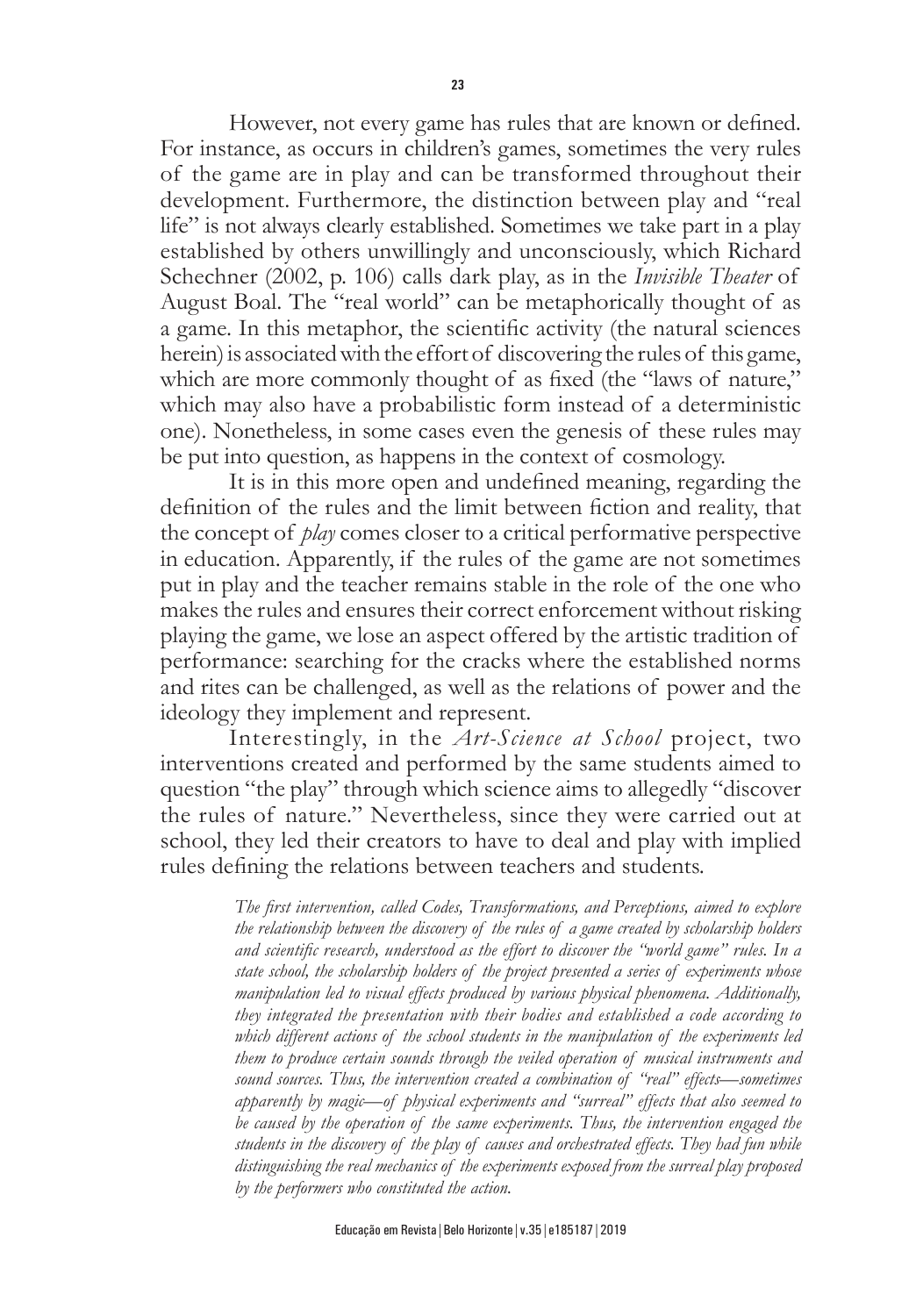However, not every game has rules that are known or defined. For instance, as occurs in children's games, sometimes the very rules of the game are in play and can be transformed throughout their development. Furthermore, the distinction between play and "real life" is not always clearly established. Sometimes we take part in a play established by others unwillingly and unconsciously, which Richard Schechner (2002, p. 106) calls dark play, as in the *Invisible Theater* of August Boal. The "real world" can be metaphorically thought of as a game. In this metaphor, the scientific activity (the natural sciences herein) is associated with the effort of discovering the rules of this game, which are more commonly thought of as fixed (the "laws of nature," which may also have a probabilistic form instead of a deterministic one). Nonetheless, in some cases even the genesis of these rules may be put into question, as happens in the context of cosmology.

It is in this more open and undefined meaning, regarding the definition of the rules and the limit between fiction and reality, that the concept of *play* comes closer to a critical performative perspective in education. Apparently, if the rules of the game are not sometimes put in play and the teacher remains stable in the role of the one who makes the rules and ensures their correct enforcement without risking playing the game, we lose an aspect offered by the artistic tradition of performance: searching for the cracks where the established norms and rites can be challenged, as well as the relations of power and the ideology they implement and represent.

Interestingly, in the *Art-Science at School* project, two interventions created and performed by the same students aimed to question "the play" through which science aims to allegedly "discover the rules of nature." Nevertheless, since they were carried out at school, they led their creators to have to deal and play with implied rules defining the relations between teachers and students.

> *The first intervention, called Codes, Transformations, and Perceptions, aimed to explore the relationship between the discovery of the rules of a game created by scholarship holders and scientific research, understood as the effort to discover the "world game" rules. In a state school, the scholarship holders of the project presented a series of experiments whose manipulation led to visual effects produced by various physical phenomena. Additionally, they integrated the presentation with their bodies and established a code according to which different actions of the school students in the manipulation of the experiments led them to produce certain sounds through the veiled operation of musical instruments and sound sources. Thus, the intervention created a combination of "real" effects—sometimes apparently by magic—of physical experiments and "surreal" effects that also seemed to be caused by the operation of the same experiments. Thus, the intervention engaged the students in the discovery of the play of causes and orchestrated effects. They had fun while distinguishing the real mechanics of the experiments exposed from the surreal play proposed by the performers who constituted the action.*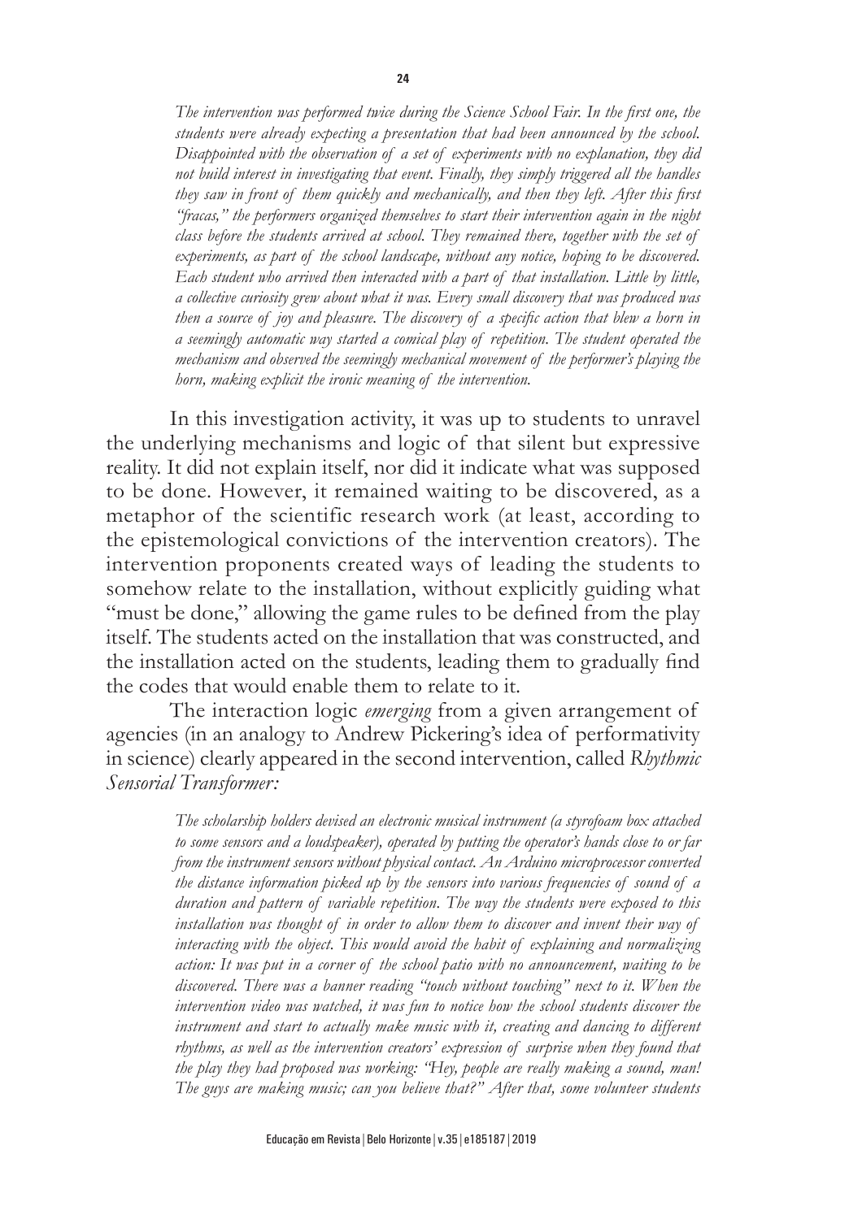> *The intervention was performed twice during the Science School Fair. In the first one, the students were already expecting a presentation that had been announced by the school. Disappointed with the observation of a set of experiments with no explanation, they did not build interest in investigating that event. Finally, they simply triggered all the handles they saw in front of them quickly and mechanically, and then they left. After this first "fracas," the performers organized themselves to start their intervention again in the night class before the students arrived at school. They remained there, together with the set of experiments, as part of the school landscape, without any notice, hoping to be discovered. Each student who arrived then interacted with a part of that installation. Little by little, a collective curiosity grew about what it was. Every small discovery that was produced was then a source of joy and pleasure. The discovery of a specific action that blew a horn in a seemingly automatic way started a comical play of repetition. The student operated the mechanism and observed the seemingly mechanical movement of the performer's playing the horn, making explicit the ironic meaning of the intervention.*

In this investigation activity, it was up to students to unravel the underlying mechanisms and logic of that silent but expressive reality. It did not explain itself, nor did it indicate what was supposed to be done. However, it remained waiting to be discovered, as a metaphor of the scientific research work (at least, according to the epistemological convictions of the intervention creators). The intervention proponents created ways of leading the students to somehow relate to the installation, without explicitly guiding what "must be done," allowing the game rules to be defined from the play itself. The students acted on the installation that was constructed, and the installation acted on the students, leading them to gradually find the codes that would enable them to relate to it.

The interaction logic *emerging* from a given arrangement of agencies (in an analogy to Andrew Pickering's idea of performativity in science) clearly appeared in the second intervention, called *Rhythmic Sensorial Transformer:*

> *The scholarship holders devised an electronic musical instrument (a styrofoam box attached to some sensors and a loudspeaker), operated by putting the operator's hands close to or far from the instrument sensors without physical contact. An Arduino microprocessor converted the distance information picked up by the sensors into various frequencies of sound of a duration and pattern of variable repetition. The way the students were exposed to this installation was thought of in order to allow them to discover and invent their way of interacting with the object. This would avoid the habit of explaining and normalizing action: It was put in a corner of the school patio with no announcement, waiting to be discovered. There was a banner reading "touch without touching" next to it. When the intervention video was watched, it was fun to notice how the school students discover the instrument and start to actually make music with it, creating and dancing to different rhythms, as well as the intervention creators' expression of surprise when they found that the play they had proposed was working: "Hey, people are really making a sound, man! The guys are making music; can you believe that?" After that, some volunteer students*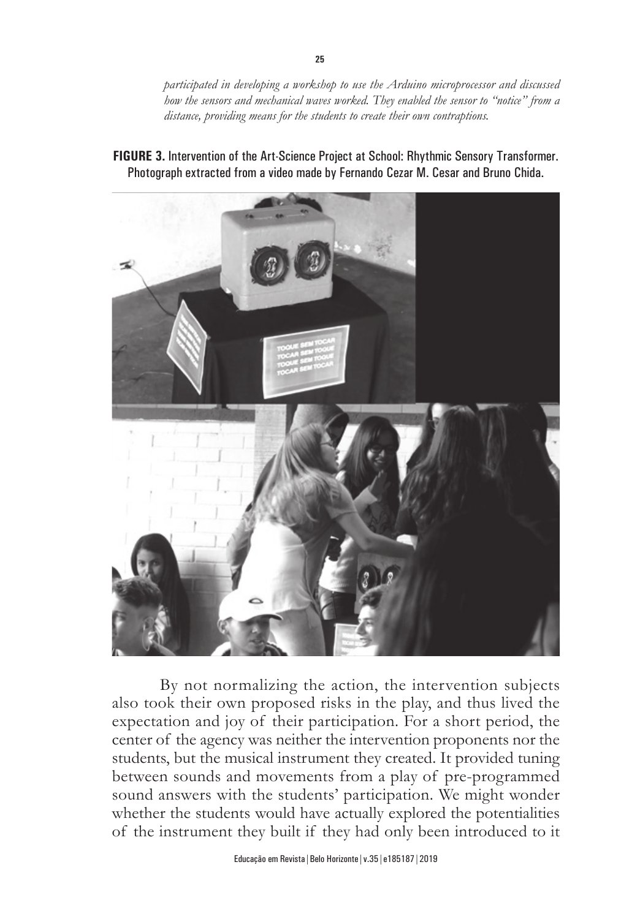*participated in developing a workshop to use the Arduino microprocessor and discussed how the sensors and mechanical waves worked. They enabled the sensor to "notice" from a distance, providing means for the students to create their own contraptions.*

**FIGURE 3.** Intervention of the Art-Science Project at School: Rhythmic Sensory Transformer. Photograph extracted from a video made by Fernando Cezar M. Cesar and Bruno Chida.

By not normalizing the action, the intervention subjects also took their own proposed risks in the play, and thus lived the expectation and joy of their participation. For a short period, the center of the agency was neither the intervention proponents nor the students, but the musical instrument they created. It provided tuning between sounds and movements from a play of pre-programmed sound answers with the students' participation. We might wonder whether the students would have actually explored the potentialities of the instrument they built if they had only been introduced to it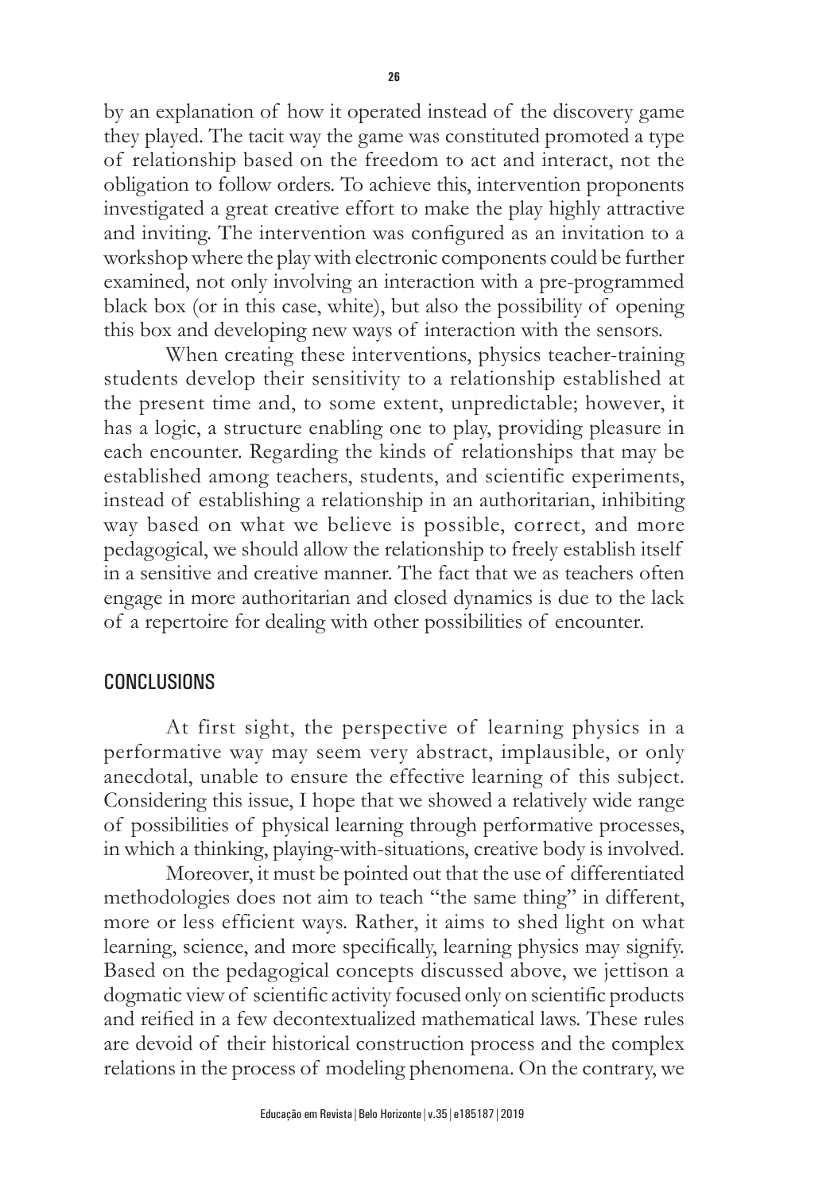by an explanation of how it operated instead of the discovery game they played. The tacit way the game was constituted promoted a type of relationship based on the freedom to act and interact, not the obligation to follow orders. To achieve this, intervention proponents investigated a great creative effort to make the play highly attractive and inviting. The intervention was configured as an invitation to a workshop where the play with electronic components could be further examined, not only involving an interaction with a pre-programmed black box (or in this case, white), but also the possibility of opening this box and developing new ways of interaction with the sensors.

When creating these interventions, physics teacher-training students develop their sensitivity to a relationship established at the present time and, to some extent, unpredictable; however, it has a logic, a structure enabling one to play, providing pleasure in each encounter. Regarding the kinds of relationships that may be established among teachers, students, and scientific experiments, instead of establishing a relationship in an authoritarian, inhibiting way based on what we believe is possible, correct, and more pedagogical, we should allow the relationship to freely establish itself in a sensitive and creative manner. The fact that we as teachers often engage in more authoritarian and closed dynamics is due to the lack of a repertoire for dealing with other possibilities of encounter.

## CONCLUSIONS

At first sight, the perspective of learning physics in a performative way may seem very abstract, implausible, or only anecdotal, unable to ensure the effective learning of this subject. Considering this issue, I hope that we showed a relatively wide range of possibilities of physical learning through performative processes, in which a thinking, playing-with-situations, creative body is involved.

Moreover, it must be pointed out that the use of differentiated methodologies does not aim to teach "the same thing" in different, more or less efficient ways. Rather, it aims to shed light on what learning, science, and more specifically, learning physics may signify. Based on the pedagogical concepts discussed above, we jettison a dogmatic view of scientific activity focused only on scientific products and reified in a few decontextualized mathematical laws. These rules are devoid of their historical construction process and the complex relations in the process of modeling phenomena. On the contrary, we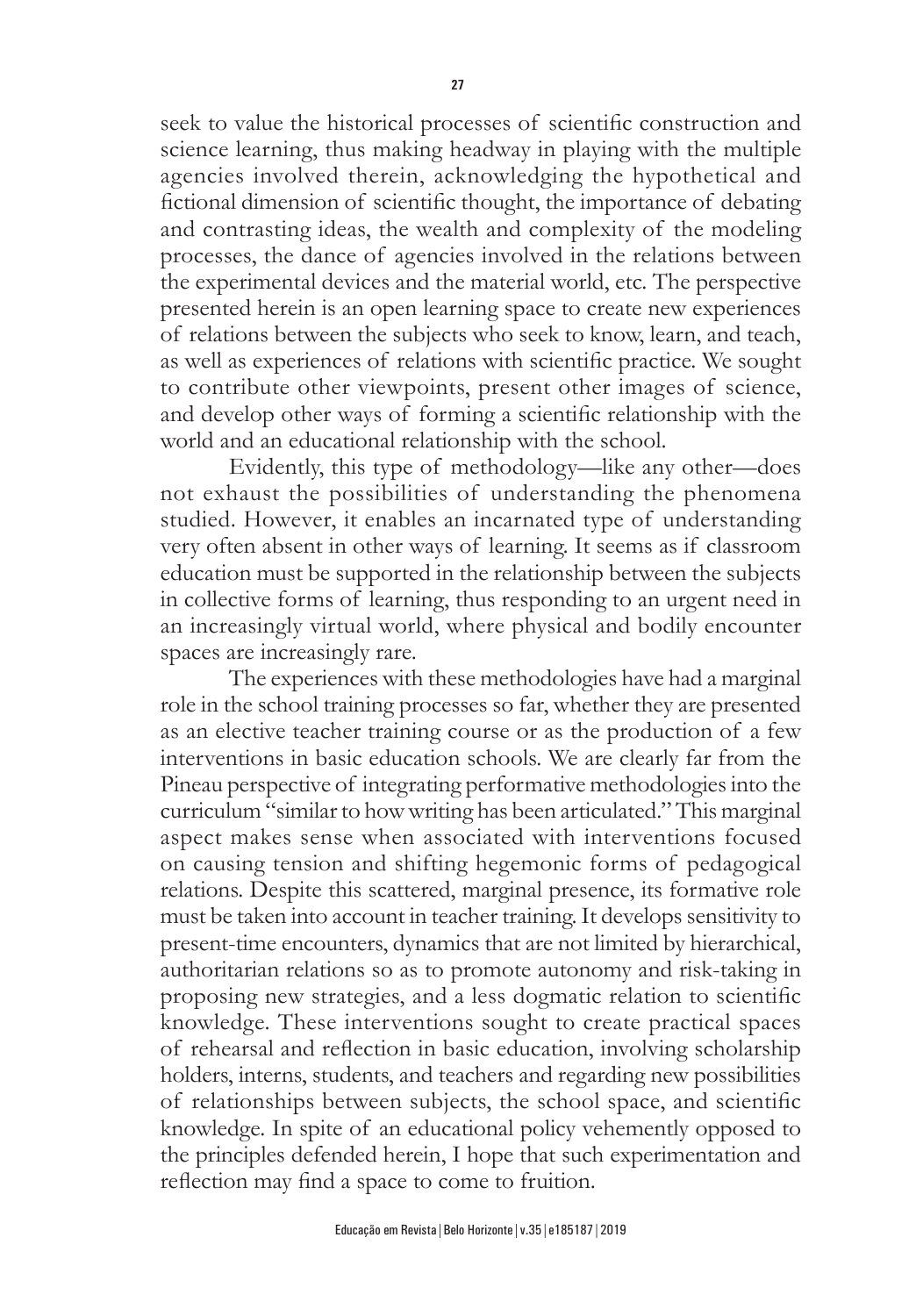seek to value the historical processes of scientific construction and science learning, thus making headway in playing with the multiple agencies involved therein, acknowledging the hypothetical and fictional dimension of scientific thought, the importance of debating and contrasting ideas, the wealth and complexity of the modeling processes, the dance of agencies involved in the relations between the experimental devices and the material world, etc. The perspective presented herein is an open learning space to create new experiences of relations between the subjects who seek to know, learn, and teach, as well as experiences of relations with scientific practice. We sought to contribute other viewpoints, present other images of science, and develop other ways of forming a scientific relationship with the world and an educational relationship with the school.

Evidently, this type of methodology—like any other—does not exhaust the possibilities of understanding the phenomena studied. However, it enables an incarnated type of understanding very often absent in other ways of learning. It seems as if classroom education must be supported in the relationship between the subjects in collective forms of learning, thus responding to an urgent need in an increasingly virtual world, where physical and bodily encounter spaces are increasingly rare.

The experiences with these methodologies have had a marginal role in the school training processes so far, whether they are presented as an elective teacher training course or as the production of a few interventions in basic education schools. We are clearly far from the Pineau perspective of integrating performative methodologies into the curriculum "similar to how writing has been articulated." This marginal aspect makes sense when associated with interventions focused on causing tension and shifting hegemonic forms of pedagogical relations. Despite this scattered, marginal presence, its formative role must be taken into account in teacher training. It develops sensitivity to present-time encounters, dynamics that are not limited by hierarchical, authoritarian relations so as to promote autonomy and risk-taking in proposing new strategies, and a less dogmatic relation to scientific knowledge. These interventions sought to create practical spaces of rehearsal and reflection in basic education, involving scholarship holders, interns, students, and teachers and regarding new possibilities of relationships between subjects, the school space, and scientific knowledge. In spite of an educational policy vehemently opposed to the principles defended herein, I hope that such experimentation and reflection may find a space to come to fruition.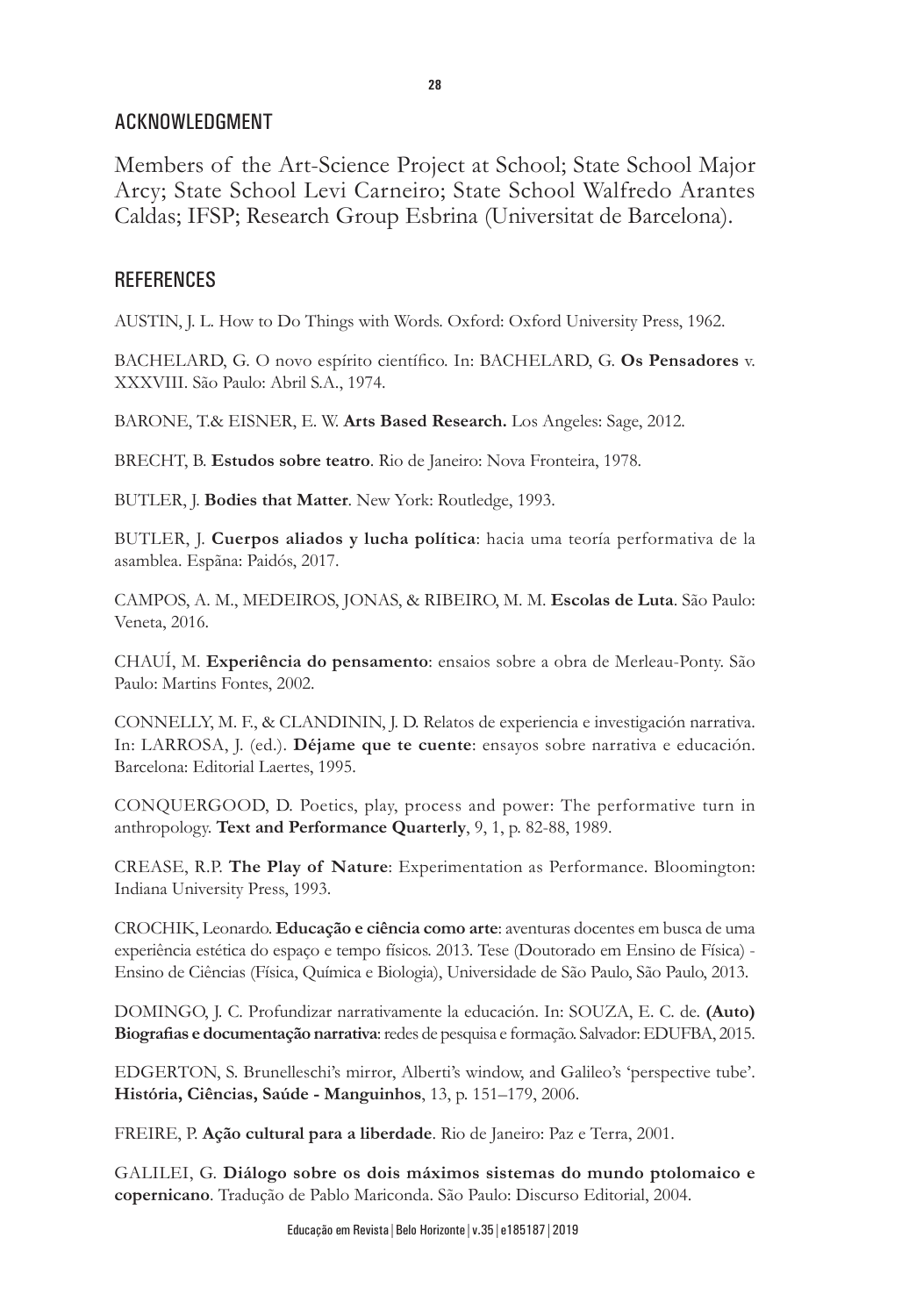## ACKNOWLEDGMENT

Members of the Art-Science Project at School; State School Major Arcy; State School Levi Carneiro; State School Walfredo Arantes Caldas; IFSP; Research Group Esbrina (Universitat de Barcelona).

## REFERENCES

AUSTIN, J. L. How to Do Things with Words. Oxford: Oxford University Press, 1962.

BACHELARD, G. O novo espírito científico. In: BACHELARD, G. **Os Pensadores** v. XXXVIII. São Paulo: Abril S.A., 1974.

BARONE, T.& EISNER, E. W. **Arts Based Research.** Los Angeles: Sage, 2012.

BRECHT, B. **Estudos sobre teatro**. Rio de Janeiro: Nova Fronteira, 1978.

BUTLER, J. **Bodies that Matter**. New York: Routledge, 1993.

BUTLER, J. **Cuerpos aliados y lucha política**: hacia uma teoría performativa de la asamblea. Espãna: Paidós, 2017.

CAMPOS, A. M., MEDEIROS, JONAS, & RIBEIRO, M. M. **Escolas de Luta**. São Paulo: Veneta, 2016.

CHAUÍ, M. **Experiência do pensamento**: ensaios sobre a obra de Merleau-Ponty. São Paulo: Martins Fontes, 2002.

CONNELLY, M. F., & CLANDININ, J. D. Relatos de experiencia e investigación narrativa. In: LARROSA, J. (ed.). **Déjame que te cuente**: ensayos sobre narrativa e educación. Barcelona: Editorial Laertes, 1995.

CONQUERGOOD, D. Poetics, play, process and power: The performative turn in anthropology. **Text and Performance Quarterly**, 9, 1, p. 82-88, 1989.

CREASE, R.P. **The Play of Nature**: Experimentation as Performance. Bloomington: Indiana University Press, 1993.

CROCHIK, Leonardo. **Educação e ciência como arte**: aventuras docentes em busca de uma experiência estética do espaço e tempo físicos. 2013. Tese (Doutorado em Ensino de Física) - Ensino de Ciências (Física, Química e Biologia), Universidade de São Paulo, São Paulo, 2013.

DOMINGO, J. C. Profundizar narrativamente la educación. In: SOUZA, E. C. de. **(Auto) Biografias e documentação narrativa**: redes de pesquisa e formação. Salvador: EDUFBA, 2015.

EDGERTON, S. Brunelleschi's mirror, Alberti's window, and Galileo's 'perspective tube'. **História, Ciências, Saúde - Manguinhos**, 13, p. 151–179, 2006.

FREIRE, P. **Ação cultural para a liberdade**. Rio de Janeiro: Paz e Terra, 2001.

GALILEI, G. **Diálogo sobre os dois máximos sistemas do mundo ptolomaico e copernicano**. Tradução de Pablo Mariconda. São Paulo: Discurso Editorial, 2004.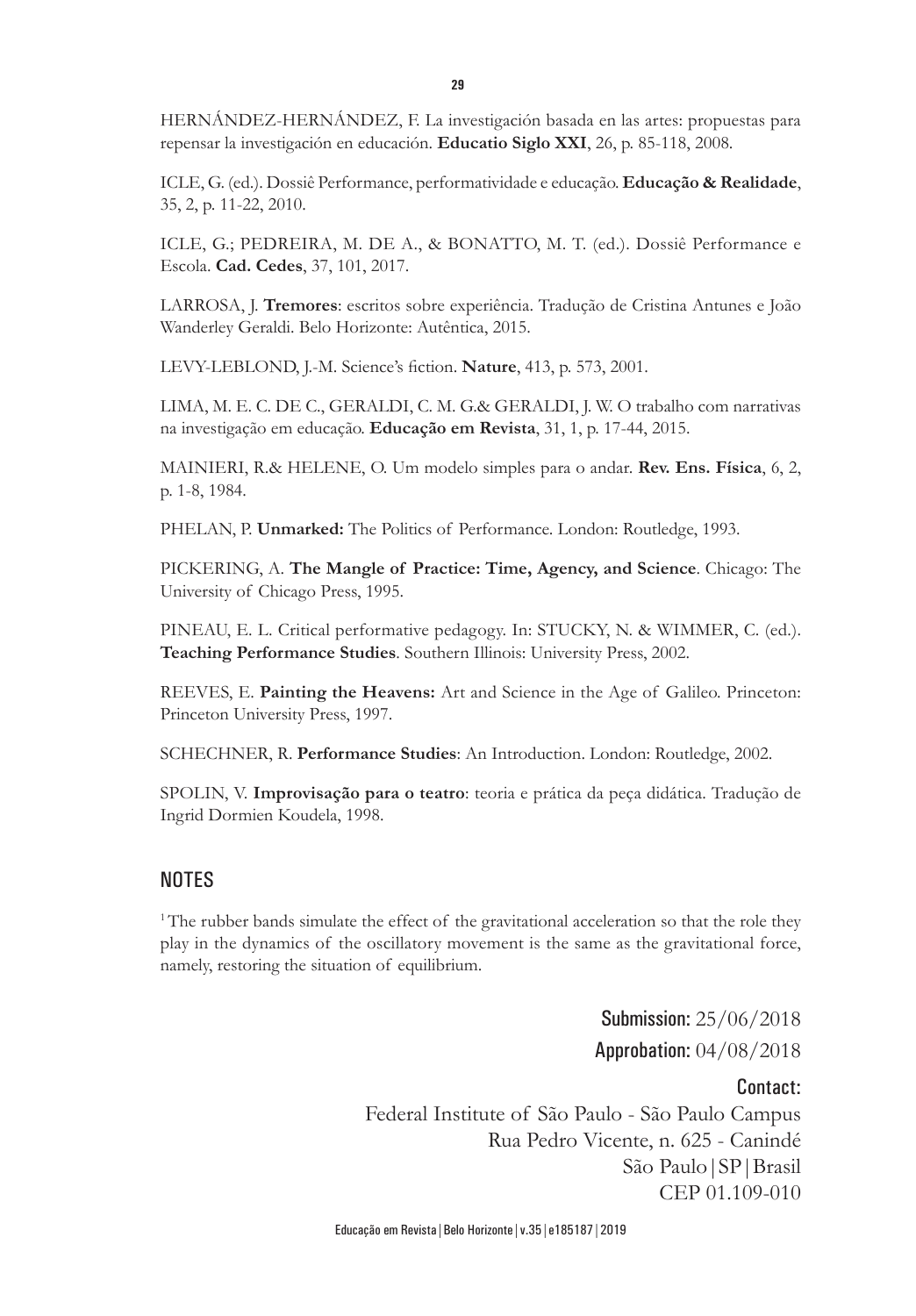HERNÁNDEZ-HERNÁNDEZ, F. La investigación basada en las artes: propuestas para repensar la investigación en educación. **Educatio Siglo XXI**, 26, p. 85-118, 2008.

ICLE, G. (ed.). Dossiê Performance, performatividade e educação. **Educação & Realidade**, 35, 2, p. 11-22, 2010.

ICLE, G.; PEDREIRA, M. DE A., & BONATTO, M. T. (ed.). Dossiê Performance e Escola. **Cad. Cedes**, 37, 101, 2017.

LARROSA, J. **Tremores**: escritos sobre experiência. Tradução de Cristina Antunes e João Wanderley Geraldi. Belo Horizonte: Autêntica, 2015.

LEVY-LEBLOND, J.-M. Science's fiction. **Nature**, 413, p. 573, 2001.

LIMA, M. E. C. DE C., GERALDI, C. M. G.& GERALDI, J. W. O trabalho com narrativas na investigação em educação. **Educação em Revista**, 31, 1, p. 17-44, 2015.

MAINIERI, R.& HELENE, O. Um modelo simples para o andar. **Rev. Ens. Física**, 6, 2, p. 1-8, 1984.

PHELAN, P. **Unmarked:** The Politics of Performance. London: Routledge, 1993.

PICKERING, A. **The Mangle of Practice: Time, Agency, and Science**. Chicago: The University of Chicago Press, 1995.

PINEAU, E. L. Critical performative pedagogy. In: STUCKY, N. & WIMMER, C. (ed.). **Teaching Performance Studies**. Southern Illinois: University Press, 2002.

REEVES, E. **Painting the Heavens:** Art and Science in the Age of Galileo. Princeton: Princeton University Press, 1997.

SCHECHNER, R. **Performance Studies**: An Introduction. London: Routledge, 2002.

SPOLIN, V. **Improvisação para o teatro**: teoria e prática da peça didática. Tradução de Ingrid Dormien Koudela, 1998.

## NOTES

[1] The rubber bands simulate the effect of the gravitational acceleration so that the role they play in the dynamics of the oscillatory movement is the same as the gravitational force, namely, restoring the situation of equilibrium.

**Submission:** 25/06/2018

**Approbation:** 04/08/2018

**Contact:**

Federal Institute of São Paulo - São Paulo Campus
Rua Pedro Vicente, n. 625 - Canindé
São Paulo|SP|Brasil
CEP 01.109-010